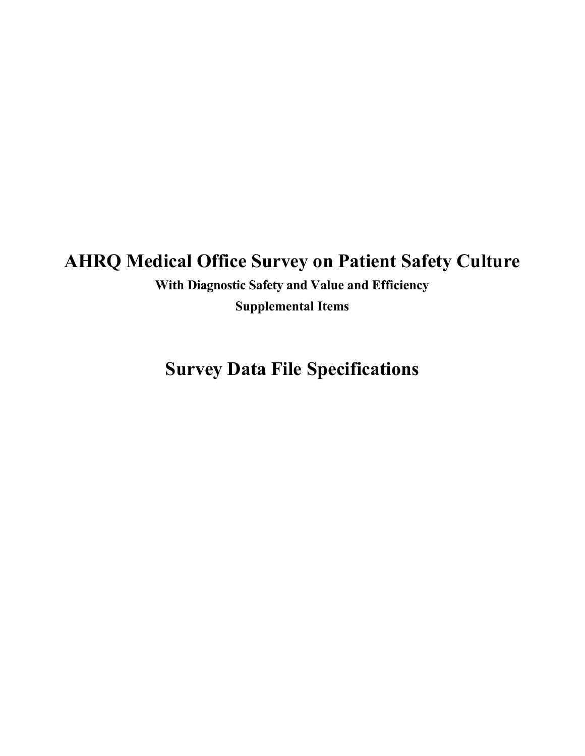# AHRQ Medical Office Survey on Patient Safety Culture

**With Diagnostic Safety and Value and Efficiency**

**Supplemental Items**

# Survey Data File Specifications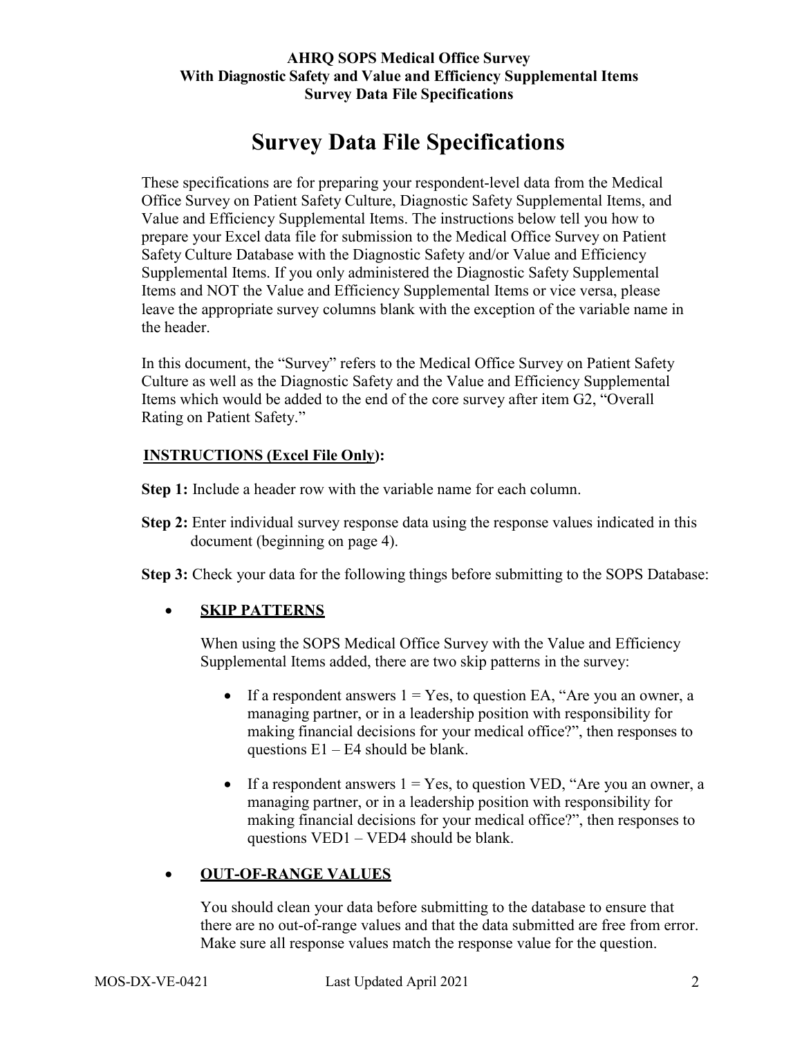# Survey Data File Specifications

These specifications are for preparing your respondent-level data from the Medical Office Survey on Patient Safety Culture, Diagnostic Safety Supplemental Items, and Value and Efficiency Supplemental Items. The instructions below tell you how to prepare your Excel data file for submission to the Medical Office Survey on Patient Safety Culture Database with the Diagnostic Safety and/or Value and Efficiency Supplemental Items. If you only administered the Diagnostic Safety Supplemental Items and NOT the Value and Efficiency Supplemental Items or vice versa, please leave the appropriate survey columns blank with the exception of the variable name in the header.

In this document, the "Survey" refers to the Medical Office Survey on Patient Safety Culture as well as the Diagnostic Safety and the Value and Efficiency Supplemental Items which would be added to the end of the core survey after item G2, "Overall Rating on Patient Safety."

## INSTRUCTIONS (Excel File Only):

**Step 1:** Include a header row with the variable name for each column.

**Step 2:** Enter individual survey response data using the response values indicated in this document (beginning on page 4).

**Step 3:** Check your data for the following things before submitting to the SOPS Database:

- **SKIP PATTERNS**

  When using the SOPS Medical Office Survey with the Value and Efficiency Supplemental Items added, there are two skip patterns in the survey:

  - If a respondent answers 1 = Yes, to question EA, "Are you an owner, a managing partner, or in a leadership position with responsibility for making financial decisions for your medical office?", then responses to questions E1 – E4 should be blank.

  - If a respondent answers 1 = Yes, to question VED, "Are you an owner, a managing partner, or in a leadership position with responsibility for making financial decisions for your medical office?", then responses to questions VED1 – VED4 should be blank.

- **OUT-OF-RANGE VALUES**

  You should clean your data before submitting to the database to ensure that there are no out-of-range values and that the data submitted are free from error. Make sure all response values match the response value for the question.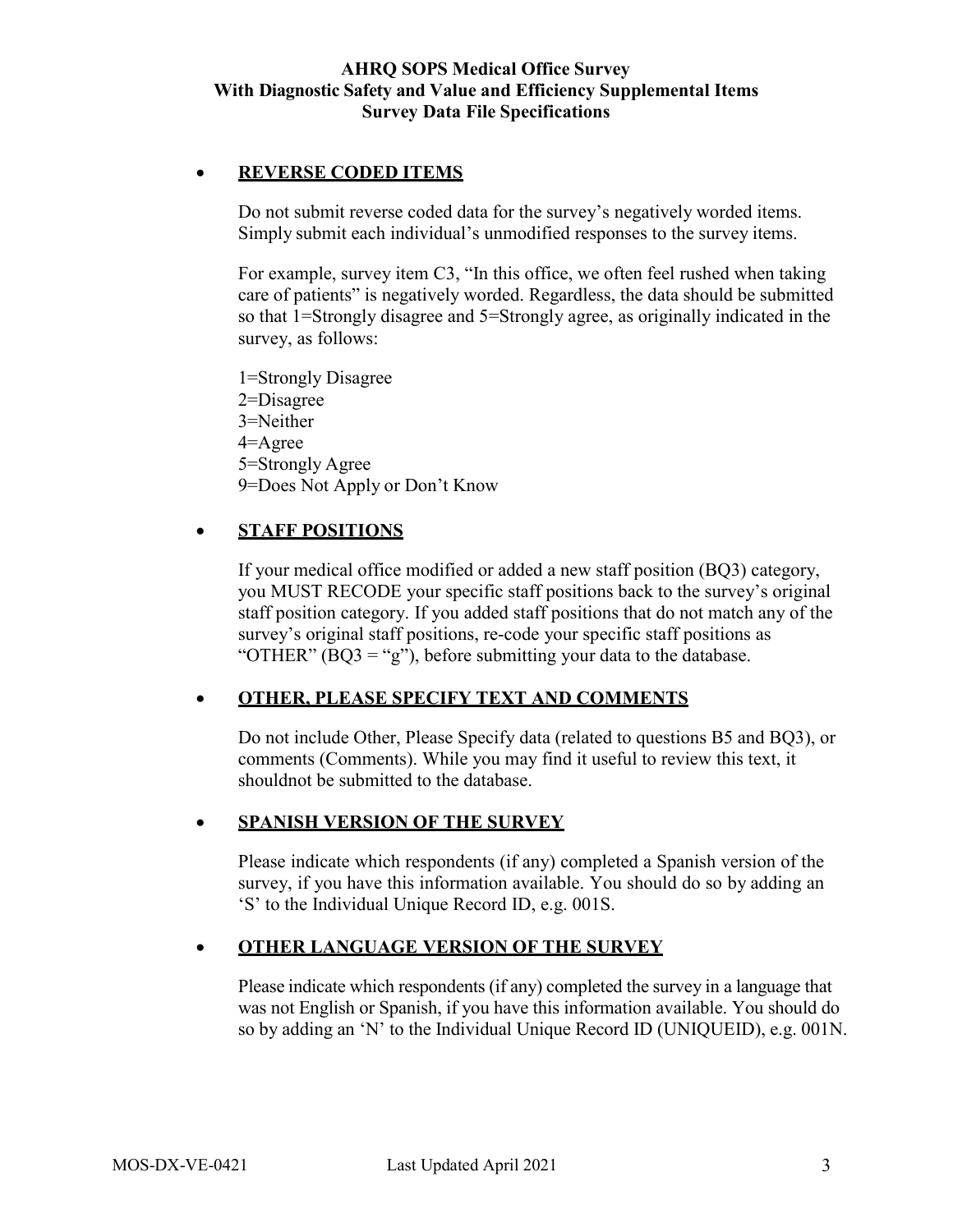- **REVERSE CODED ITEMS**

  Do not submit reverse coded data for the survey's negatively worded items. Simply submit each individual's unmodified responses to the survey items.

  For example, survey item C3, "In this office, we often feel rushed when taking care of patients" is negatively worded. Regardless, the data should be submitted so that 1=Strongly disagree and 5=Strongly agree, as originally indicated in the survey, as follows:

  1=Strongly Disagree
  2=Disagree
  3=Neither
  4=Agree
  5=Strongly Agree
  9=Does Not Apply or Don't Know

- **STAFF POSITIONS**

  If your medical office modified or added a new staff position (BQ3) category, you MUST RECODE your specific staff positions back to the survey's original staff position category. If you added staff positions that do not match any of the survey's original staff positions, re-code your specific staff positions as "OTHER" (BQ3 = "g"), before submitting your data to the database.

- **OTHER, PLEASE SPECIFY TEXT AND COMMENTS**

  Do not include Other, Please Specify data (related to questions B5 and BQ3), or comments (Comments). While you may find it useful to review this text, it shouldnot be submitted to the database.

- **SPANISH VERSION OF THE SURVEY**

  Please indicate which respondents (if any) completed a Spanish version of the survey, if you have this information available. You should do so by adding an 'S' to the Individual Unique Record ID, e.g. 001S.

- **OTHER LANGUAGE VERSION OF THE SURVEY**

  Please indicate which respondents (if any) completed the survey in a language that was not English or Spanish, if you have this information available. You should do so by adding an 'N' to the Individual Unique Record ID (UNIQUEID), e.g. 001N.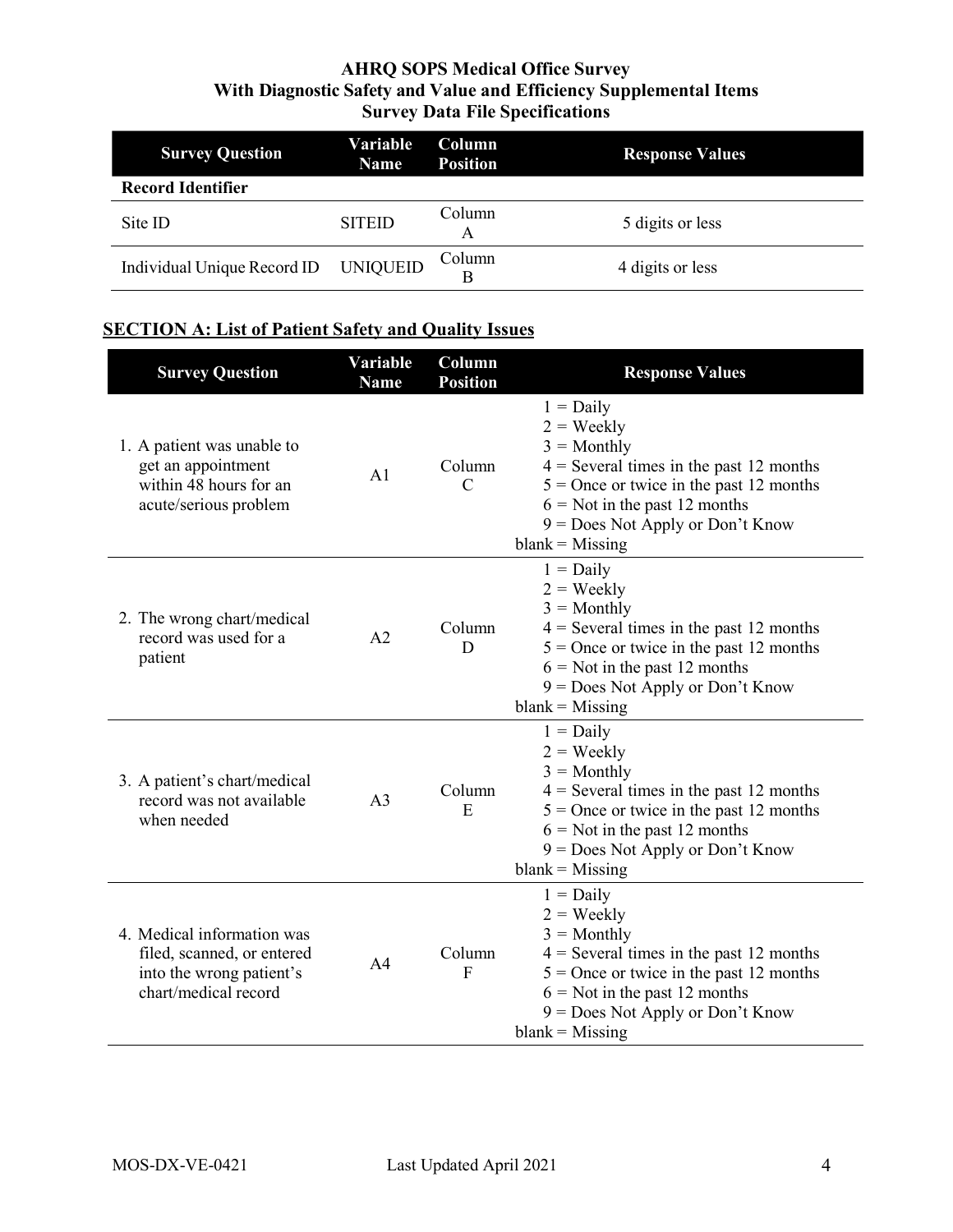**AHRQ SOPS Medical Office Survey**
**With Diagnostic Safety and Value and Efficiency Supplemental Items**
**Survey Data File Specifications**

| Survey Question | Variable Name | Column Position | Response Values |
|---|---|---|---|
| **Record Identifier** | | | |
| Site ID | SITEID | Column A | 5 digits or less |
| Individual Unique Record ID | UNIQUEID | Column B | 4 digits or less |

## SECTION A: List of Patient Safety and Quality Issues

| Survey Question | Variable Name | Column Position | Response Values |
|---|---|---|---|
| 1. A patient was unable to get an appointment within 48 hours for an acute/serious problem | A1 | Column C | 1 = Daily<br>2 = Weekly<br>3 = Monthly<br>4 = Several times in the past 12 months<br>5 = Once or twice in the past 12 months<br>6 = Not in the past 12 months<br>9 = Does Not Apply or Don't Know<br>blank = Missing |
| 2. The wrong chart/medical record was used for a patient | A2 | Column D | 1 = Daily<br>2 = Weekly<br>3 = Monthly<br>4 = Several times in the past 12 months<br>5 = Once or twice in the past 12 months<br>6 = Not in the past 12 months<br>9 = Does Not Apply or Don't Know<br>blank = Missing |
| 3. A patient's chart/medical record was not available when needed | A3 | Column E | 1 = Daily<br>2 = Weekly<br>3 = Monthly<br>4 = Several times in the past 12 months<br>5 = Once or twice in the past 12 months<br>6 = Not in the past 12 months<br>9 = Does Not Apply or Don't Know<br>blank = Missing |
| 4. Medical information was filed, scanned, or entered into the wrong patient's chart/medical record | A4 | Column F | 1 = Daily<br>2 = Weekly<br>3 = Monthly<br>4 = Several times in the past 12 months<br>5 = Once or twice in the past 12 months<br>6 = Not in the past 12 months<br>9 = Does Not Apply or Don't Know<br>blank = Missing |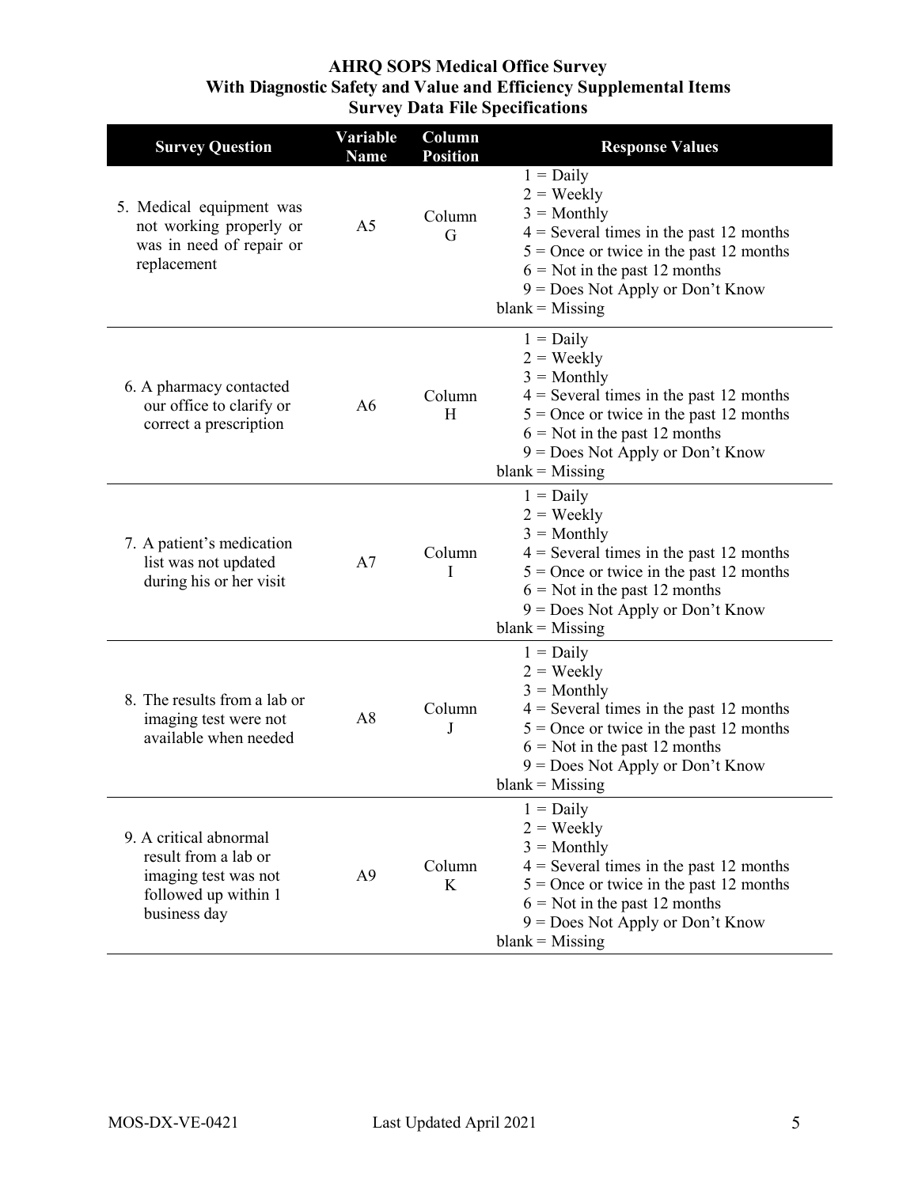**AHRQ SOPS Medical Office Survey**
**With Diagnostic Safety and Value and Efficiency Supplemental Items**
**Survey Data File Specifications**

| Survey Question | Variable Name | Column Position | Response Values |
|---|---|---|---|
| 5. Medical equipment was not working properly or was in need of repair or replacement | A5 | Column G | 1 = Daily<br>2 = Weekly<br>3 = Monthly<br>4 = Several times in the past 12 months<br>5 = Once or twice in the past 12 months<br>6 = Not in the past 12 months<br>9 = Does Not Apply or Don't Know<br>blank = Missing |
| 6. A pharmacy contacted our office to clarify or correct a prescription | A6 | Column H | 1 = Daily<br>2 = Weekly<br>3 = Monthly<br>4 = Several times in the past 12 months<br>5 = Once or twice in the past 12 months<br>6 = Not in the past 12 months<br>9 = Does Not Apply or Don't Know<br>blank = Missing |
| 7. A patient's medication list was not updated during his or her visit | A7 | Column I | 1 = Daily<br>2 = Weekly<br>3 = Monthly<br>4 = Several times in the past 12 months<br>5 = Once or twice in the past 12 months<br>6 = Not in the past 12 months<br>9 = Does Not Apply or Don't Know<br>blank = Missing |
| 8. The results from a lab or imaging test were not available when needed | A8 | Column J | 1 = Daily<br>2 = Weekly<br>3 = Monthly<br>4 = Several times in the past 12 months<br>5 = Once or twice in the past 12 months<br>6 = Not in the past 12 months<br>9 = Does Not Apply or Don't Know<br>blank = Missing |
| 9. A critical abnormal result from a lab or imaging test was not followed up within 1 business day | A9 | Column K | 1 = Daily<br>2 = Weekly<br>3 = Monthly<br>4 = Several times in the past 12 months<br>5 = Once or twice in the past 12 months<br>6 = Not in the past 12 months<br>9 = Does Not Apply or Don't Know<br>blank = Missing |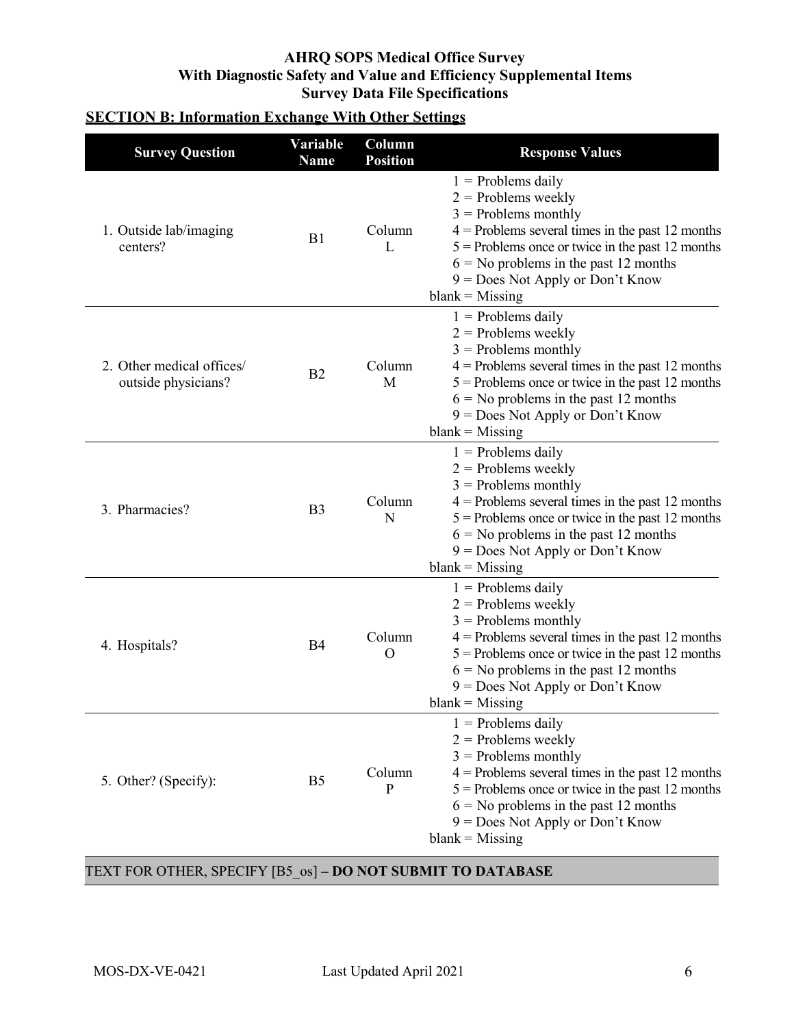**AHRQ SOPS Medical Office Survey**
**With Diagnostic Safety and Value and Efficiency Supplemental Items**
**Survey Data File Specifications**

## SECTION B: Information Exchange With Other Settings

| Survey Question | Variable Name | Column Position | Response Values |
|---|---|---|---|
| 1. Outside lab/imaging centers? | B1 | Column L | 1 = Problems daily<br>2 = Problems weekly<br>3 = Problems monthly<br>4 = Problems several times in the past 12 months<br>5 = Problems once or twice in the past 12 months<br>6 = No problems in the past 12 months<br>9 = Does Not Apply or Don't Know<br>blank = Missing |
| 2. Other medical offices/ outside physicians? | B2 | Column M | 1 = Problems daily<br>2 = Problems weekly<br>3 = Problems monthly<br>4 = Problems several times in the past 12 months<br>5 = Problems once or twice in the past 12 months<br>6 = No problems in the past 12 months<br>9 = Does Not Apply or Don't Know<br>blank = Missing |
| 3. Pharmacies? | B3 | Column N | 1 = Problems daily<br>2 = Problems weekly<br>3 = Problems monthly<br>4 = Problems several times in the past 12 months<br>5 = Problems once or twice in the past 12 months<br>6 = No problems in the past 12 months<br>9 = Does Not Apply or Don't Know<br>blank = Missing |
| 4. Hospitals? | B4 | Column O | 1 = Problems daily<br>2 = Problems weekly<br>3 = Problems monthly<br>4 = Problems several times in the past 12 months<br>5 = Problems once or twice in the past 12 months<br>6 = No problems in the past 12 months<br>9 = Does Not Apply or Don't Know<br>blank = Missing |
| 5. Other? (Specify): | B5 | Column P | 1 = Problems daily<br>2 = Problems weekly<br>3 = Problems monthly<br>4 = Problems several times in the past 12 months<br>5 = Problems once or twice in the past 12 months<br>6 = No problems in the past 12 months<br>9 = Does Not Apply or Don't Know<br>blank = Missing |
| TEXT FOR OTHER, SPECIFY [B5_os] – **DO NOT SUBMIT TO DATABASE** | | | |

MOS-DX-VE-0421 Last Updated April 2021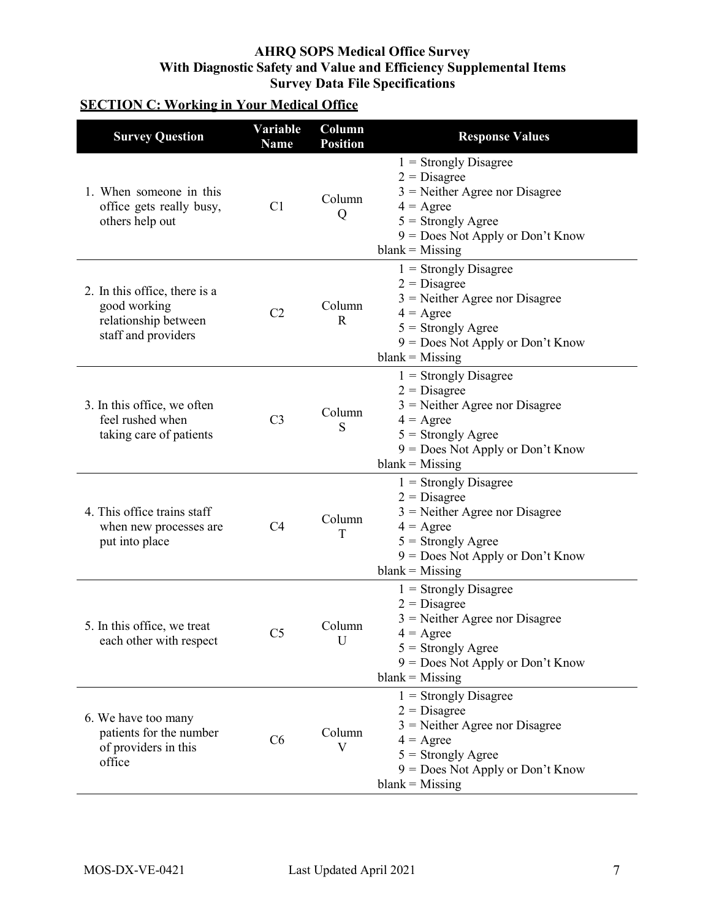**AHRQ SOPS Medical Office Survey**
**With Diagnostic Safety and Value and Efficiency Supplemental Items**
**Survey Data File Specifications**

## SECTION C: Working in Your Medical Office

| Survey Question | Variable Name | Column Position | Response Values |
|---|---|---|---|
| 1. When someone in this office gets really busy, others help out | C1 | Column Q | 1 = Strongly Disagree<br>2 = Disagree<br>3 = Neither Agree nor Disagree<br>4 = Agree<br>5 = Strongly Agree<br>9 = Does Not Apply or Don't Know<br>blank = Missing |
| 2. In this office, there is a good working relationship between staff and providers | C2 | Column R | 1 = Strongly Disagree<br>2 = Disagree<br>3 = Neither Agree nor Disagree<br>4 = Agree<br>5 = Strongly Agree<br>9 = Does Not Apply or Don't Know<br>blank = Missing |
| 3. In this office, we often feel rushed when taking care of patients | C3 | Column S | 1 = Strongly Disagree<br>2 = Disagree<br>3 = Neither Agree nor Disagree<br>4 = Agree<br>5 = Strongly Agree<br>9 = Does Not Apply or Don't Know<br>blank = Missing |
| 4. This office trains staff when new processes are put into place | C4 | Column T | 1 = Strongly Disagree<br>2 = Disagree<br>3 = Neither Agree nor Disagree<br>4 = Agree<br>5 = Strongly Agree<br>9 = Does Not Apply or Don't Know<br>blank = Missing |
| 5. In this office, we treat each other with respect | C5 | Column U | 1 = Strongly Disagree<br>2 = Disagree<br>3 = Neither Agree nor Disagree<br>4 = Agree<br>5 = Strongly Agree<br>9 = Does Not Apply or Don't Know<br>blank = Missing |
| 6. We have too many patients for the number of providers in this office | C6 | Column V | 1 = Strongly Disagree<br>2 = Disagree<br>3 = Neither Agree nor Disagree<br>4 = Agree<br>5 = Strongly Agree<br>9 = Does Not Apply or Don't Know<br>blank = Missing |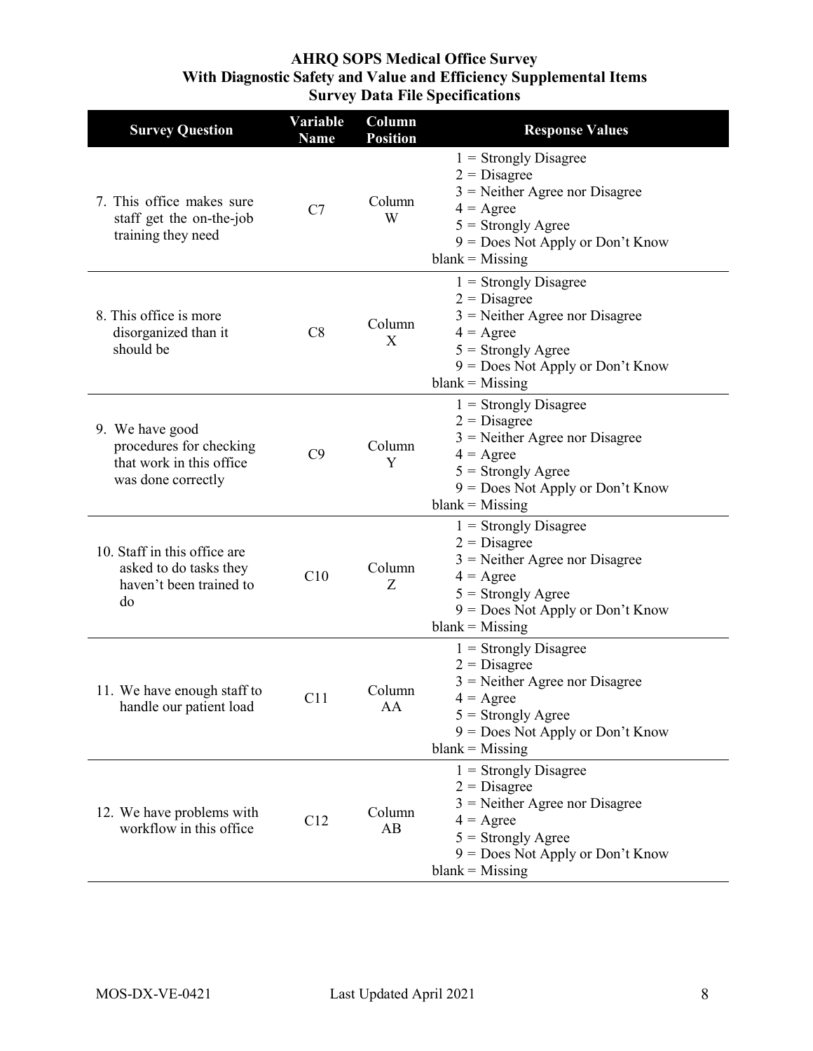**AHRQ SOPS Medical Office Survey**
**With Diagnostic Safety and Value and Efficiency Supplemental Items**
**Survey Data File Specifications**

| Survey Question | Variable Name | Column Position | Response Values |
|---|---|---|---|
| 7. This office makes sure staff get the on-the-job training they need | C7 | Column W | 1 = Strongly Disagree<br>2 = Disagree<br>3 = Neither Agree nor Disagree<br>4 = Agree<br>5 = Strongly Agree<br>9 = Does Not Apply or Don't Know<br>blank = Missing |
| 8. This office is more disorganized than it should be | C8 | Column X | 1 = Strongly Disagree<br>2 = Disagree<br>3 = Neither Agree nor Disagree<br>4 = Agree<br>5 = Strongly Agree<br>9 = Does Not Apply or Don't Know<br>blank = Missing |
| 9. We have good procedures for checking that work in this office was done correctly | C9 | Column Y | 1 = Strongly Disagree<br>2 = Disagree<br>3 = Neither Agree nor Disagree<br>4 = Agree<br>5 = Strongly Agree<br>9 = Does Not Apply or Don't Know<br>blank = Missing |
| 10. Staff in this office are asked to do tasks they haven't been trained to do | C10 | Column Z | 1 = Strongly Disagree<br>2 = Disagree<br>3 = Neither Agree nor Disagree<br>4 = Agree<br>5 = Strongly Agree<br>9 = Does Not Apply or Don't Know<br>blank = Missing |
| 11. We have enough staff to handle our patient load | C11 | Column AA | 1 = Strongly Disagree<br>2 = Disagree<br>3 = Neither Agree nor Disagree<br>4 = Agree<br>5 = Strongly Agree<br>9 = Does Not Apply or Don't Know<br>blank = Missing |
| 12. We have problems with workflow in this office | C12 | Column AB | 1 = Strongly Disagree<br>2 = Disagree<br>3 = Neither Agree nor Disagree<br>4 = Agree<br>5 = Strongly Agree<br>9 = Does Not Apply or Don't Know<br>blank = Missing |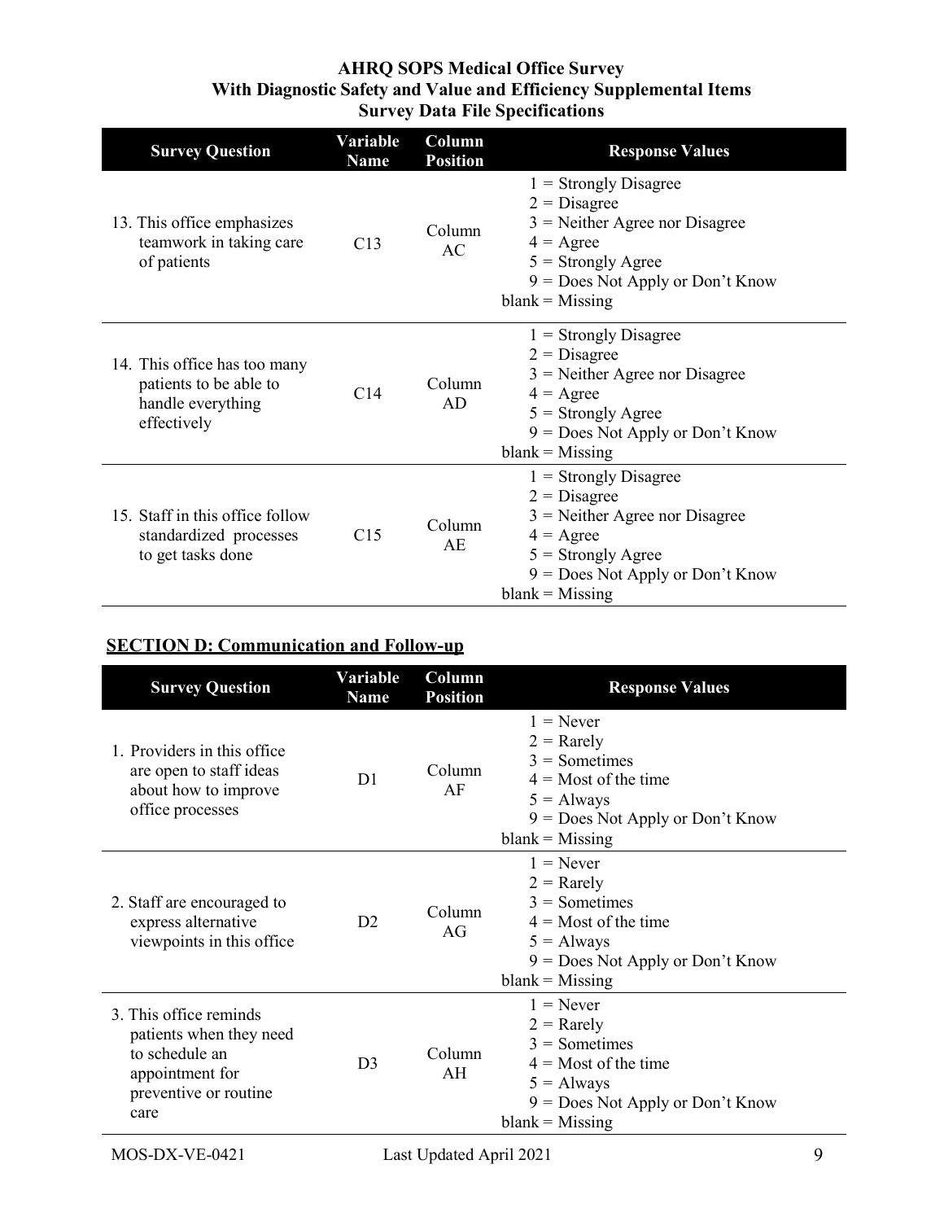# AHRQ SOPS Medical Office Survey
## With Diagnostic Safety and Value and Efficiency Supplemental Items
## Survey Data File Specifications

| Survey Question | Variable Name | Column Position | Response Values |
|---|---|---|---|
| 13. This office emphasizes teamwork in taking care of patients | C13 | Column AC | 1 = Strongly Disagree<br>2 = Disagree<br>3 = Neither Agree nor Disagree<br>4 = Agree<br>5 = Strongly Agree<br>9 = Does Not Apply or Don't Know<br>blank = Missing |
| 14. This office has too many patients to be able to handle everything effectively | C14 | Column AD | 1 = Strongly Disagree<br>2 = Disagree<br>3 = Neither Agree nor Disagree<br>4 = Agree<br>5 = Strongly Agree<br>9 = Does Not Apply or Don't Know<br>blank = Missing |
| 15. Staff in this office follow standardized processes to get tasks done | C15 | Column AE | 1 = Strongly Disagree<br>2 = Disagree<br>3 = Neither Agree nor Disagree<br>4 = Agree<br>5 = Strongly Agree<br>9 = Does Not Apply or Don't Know<br>blank = Missing |

## SECTION D: Communication and Follow-up

| Survey Question | Variable Name | Column Position | Response Values |
|---|---|---|---|
| 1. Providers in this office are open to staff ideas about how to improve office processes | D1 | Column AF | 1 = Never<br>2 = Rarely<br>3 = Sometimes<br>4 = Most of the time<br>5 = Always<br>9 = Does Not Apply or Don't Know<br>blank = Missing |
| 2. Staff are encouraged to express alternative viewpoints in this office | D2 | Column AG | 1 = Never<br>2 = Rarely<br>3 = Sometimes<br>4 = Most of the time<br>5 = Always<br>9 = Does Not Apply or Don't Know<br>blank = Missing |
| 3. This office reminds patients when they need to schedule an appointment for preventive or routine care | D3 | Column AH | 1 = Never<br>2 = Rarely<br>3 = Sometimes<br>4 = Most of the time<br>5 = Always<br>9 = Does Not Apply or Don't Know<br>blank = Missing |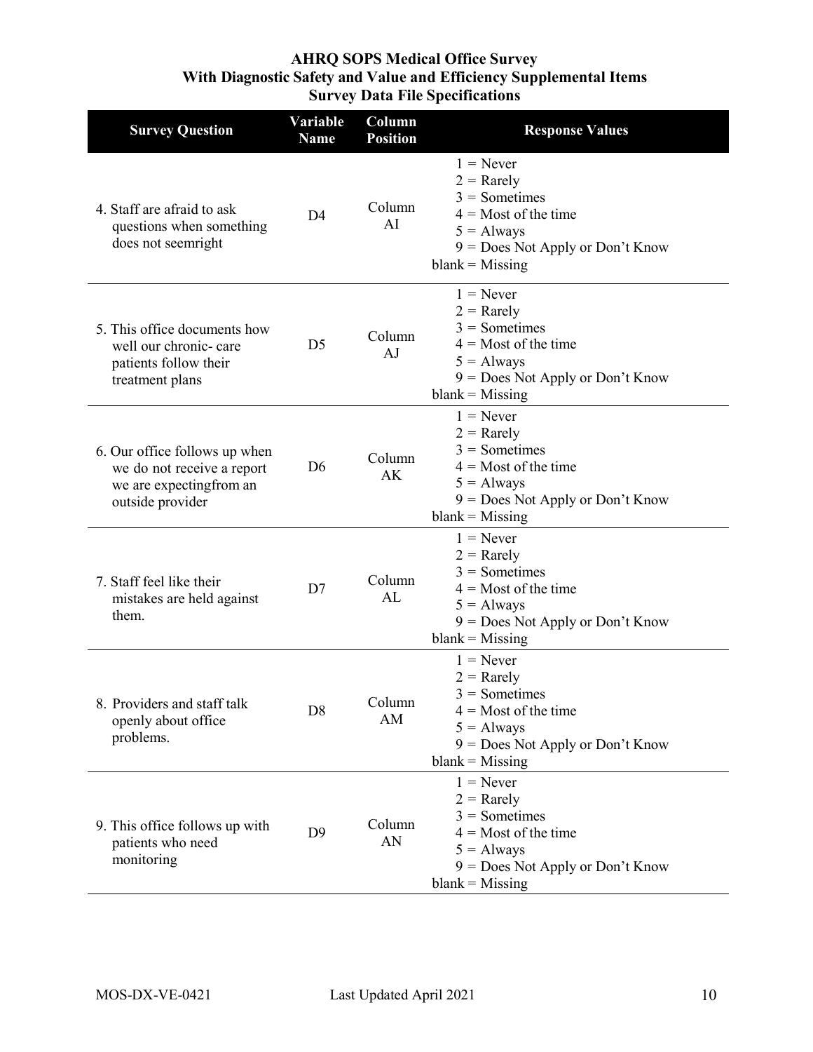**AHRQ SOPS Medical Office Survey**
**With Diagnostic Safety and Value and Efficiency Supplemental Items**
**Survey Data File Specifications**

| Survey Question | Variable Name | Column Position | Response Values |
|---|---|---|---|
| 4. Staff are afraid to ask questions when something does not seemright | D4 | Column AI | 1 = Never<br>2 = Rarely<br>3 = Sometimes<br>4 = Most of the time<br>5 = Always<br>9 = Does Not Apply or Don't Know<br>blank = Missing |
| 5. This office documents how well our chronic- care patients follow their treatment plans | D5 | Column AJ | 1 = Never<br>2 = Rarely<br>3 = Sometimes<br>4 = Most of the time<br>5 = Always<br>9 = Does Not Apply or Don't Know<br>blank = Missing |
| 6. Our office follows up when we do not receive a report we are expectingfrom an outside provider | D6 | Column AK | 1 = Never<br>2 = Rarely<br>3 = Sometimes<br>4 = Most of the time<br>5 = Always<br>9 = Does Not Apply or Don't Know<br>blank = Missing |
| 7. Staff feel like their mistakes are held against them. | D7 | Column AL | 1 = Never<br>2 = Rarely<br>3 = Sometimes<br>4 = Most of the time<br>5 = Always<br>9 = Does Not Apply or Don't Know<br>blank = Missing |
| 8. Providers and staff talk openly about office problems. | D8 | Column AM | 1 = Never<br>2 = Rarely<br>3 = Sometimes<br>4 = Most of the time<br>5 = Always<br>9 = Does Not Apply or Don't Know<br>blank = Missing |
| 9. This office follows up with patients who need monitoring | D9 | Column AN | 1 = Never<br>2 = Rarely<br>3 = Sometimes<br>4 = Most of the time<br>5 = Always<br>9 = Does Not Apply or Don't Know<br>blank = Missing |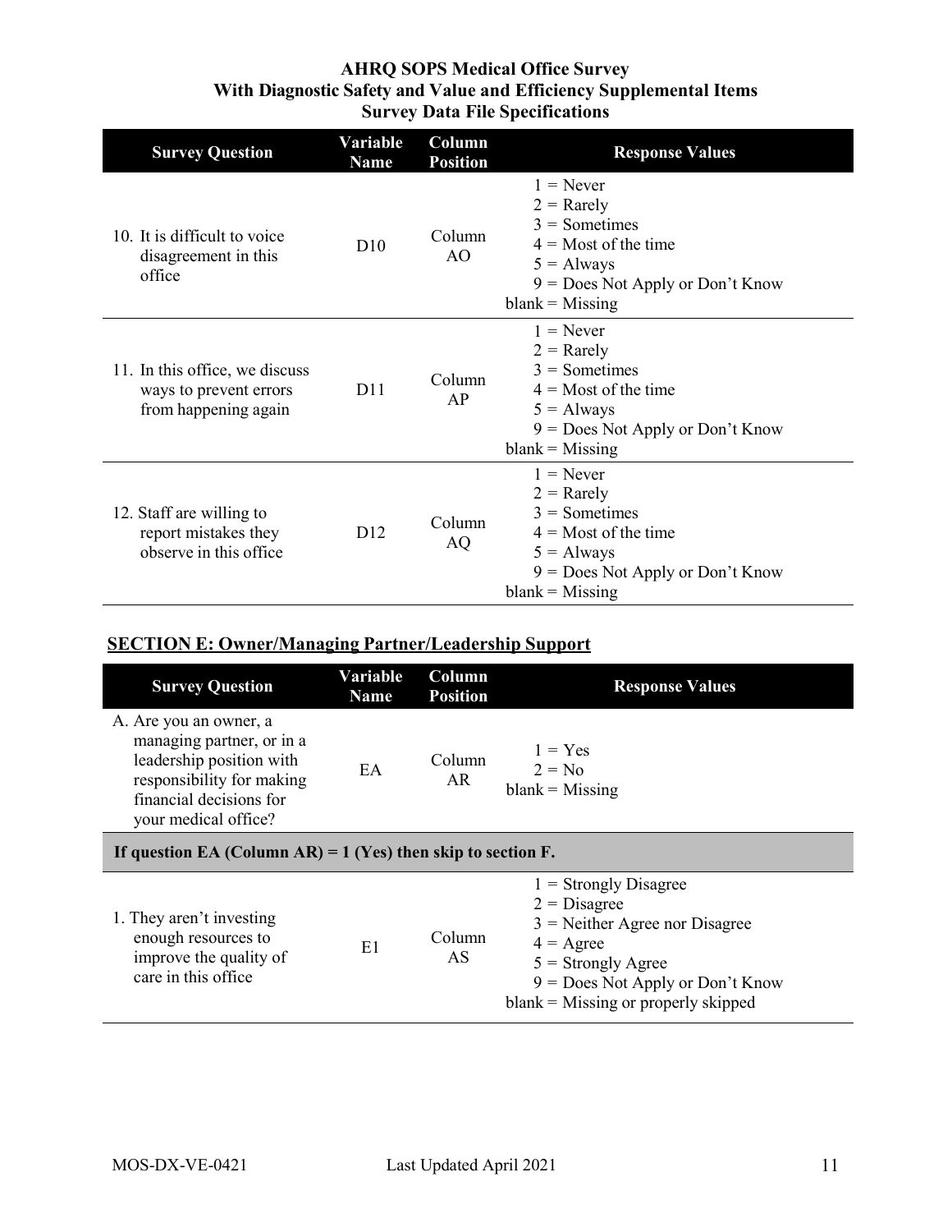**AHRQ SOPS Medical Office Survey**
**With Diagnostic Safety and Value and Efficiency Supplemental Items**
**Survey Data File Specifications**

| Survey Question | Variable Name | Column Position | Response Values |
|---|---|---|---|
| 10. It is difficult to voice disagreement in this office | D10 | Column AO | 1 = Never<br>2 = Rarely<br>3 = Sometimes<br>4 = Most of the time<br>5 = Always<br>9 = Does Not Apply or Don't Know<br>blank = Missing |
| 11. In this office, we discuss ways to prevent errors from happening again | D11 | Column AP | 1 = Never<br>2 = Rarely<br>3 = Sometimes<br>4 = Most of the time<br>5 = Always<br>9 = Does Not Apply or Don't Know<br>blank = Missing |
| 12. Staff are willing to report mistakes they observe in this office | D12 | Column AQ | 1 = Never<br>2 = Rarely<br>3 = Sometimes<br>4 = Most of the time<br>5 = Always<br>9 = Does Not Apply or Don't Know<br>blank = Missing |

## SECTION E: Owner/Managing Partner/Leadership Support

| Survey Question | Variable Name | Column Position | Response Values |
|---|---|---|---|
| A. Are you an owner, a managing partner, or in a leadership position with responsibility for making financial decisions for your medical office? | EA | Column AR | 1 = Yes<br>2 = No<br>blank = Missing |
| **If question EA (Column AR) = 1 (Yes) then skip to section F.** | | | |
| 1. They aren't investing enough resources to improve the quality of care in this office | E1 | Column AS | 1 = Strongly Disagree<br>2 = Disagree<br>3 = Neither Agree nor Disagree<br>4 = Agree<br>5 = Strongly Agree<br>9 = Does Not Apply or Don't Know<br>blank = Missing or properly skipped |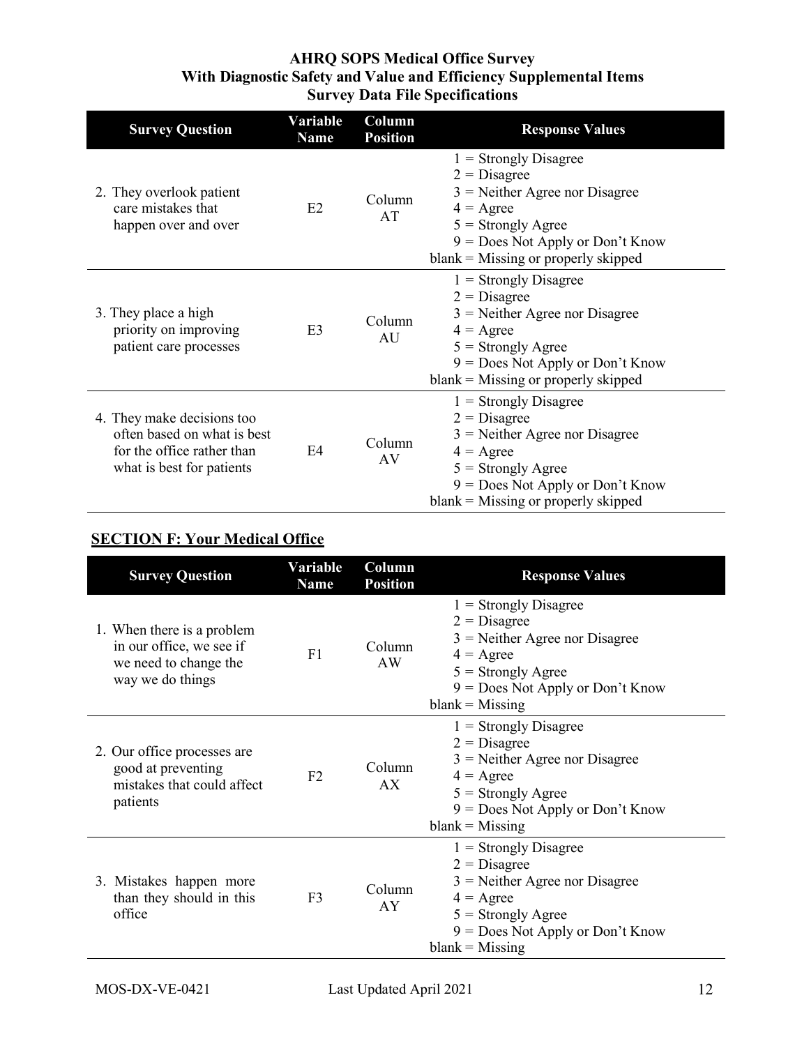**AHRQ SOPS Medical Office Survey**
**With Diagnostic Safety and Value and Efficiency Supplemental Items**
**Survey Data File Specifications**

| Survey Question | Variable Name | Column Position | Response Values |
|---|---|---|---|
| 2. They overlook patient care mistakes that happen over and over | E2 | Column AT | 1 = Strongly Disagree<br>2 = Disagree<br>3 = Neither Agree nor Disagree<br>4 = Agree<br>5 = Strongly Agree<br>9 = Does Not Apply or Don't Know<br>blank = Missing or properly skipped |
| 3. They place a high priority on improving patient care processes | E3 | Column AU | 1 = Strongly Disagree<br>2 = Disagree<br>3 = Neither Agree nor Disagree<br>4 = Agree<br>5 = Strongly Agree<br>9 = Does Not Apply or Don't Know<br>blank = Missing or properly skipped |
| 4. They make decisions too often based on what is best for the office rather than what is best for patients | E4 | Column AV | 1 = Strongly Disagree<br>2 = Disagree<br>3 = Neither Agree nor Disagree<br>4 = Agree<br>5 = Strongly Agree<br>9 = Does Not Apply or Don't Know<br>blank = Missing or properly skipped |

## SECTION F: Your Medical Office

| Survey Question | Variable Name | Column Position | Response Values |
|---|---|---|---|
| 1. When there is a problem in our office, we see if we need to change the way we do things | F1 | Column AW | 1 = Strongly Disagree<br>2 = Disagree<br>3 = Neither Agree nor Disagree<br>4 = Agree<br>5 = Strongly Agree<br>9 = Does Not Apply or Don't Know<br>blank = Missing |
| 2. Our office processes are good at preventing mistakes that could affect patients | F2 | Column AX | 1 = Strongly Disagree<br>2 = Disagree<br>3 = Neither Agree nor Disagree<br>4 = Agree<br>5 = Strongly Agree<br>9 = Does Not Apply or Don't Know<br>blank = Missing |
| 3. Mistakes happen more than they should in this office | F3 | Column AY | 1 = Strongly Disagree<br>2 = Disagree<br>3 = Neither Agree nor Disagree<br>4 = Agree<br>5 = Strongly Agree<br>9 = Does Not Apply or Don't Know<br>blank = Missing |

MOS-DX-VE-0421 Last Updated April 2021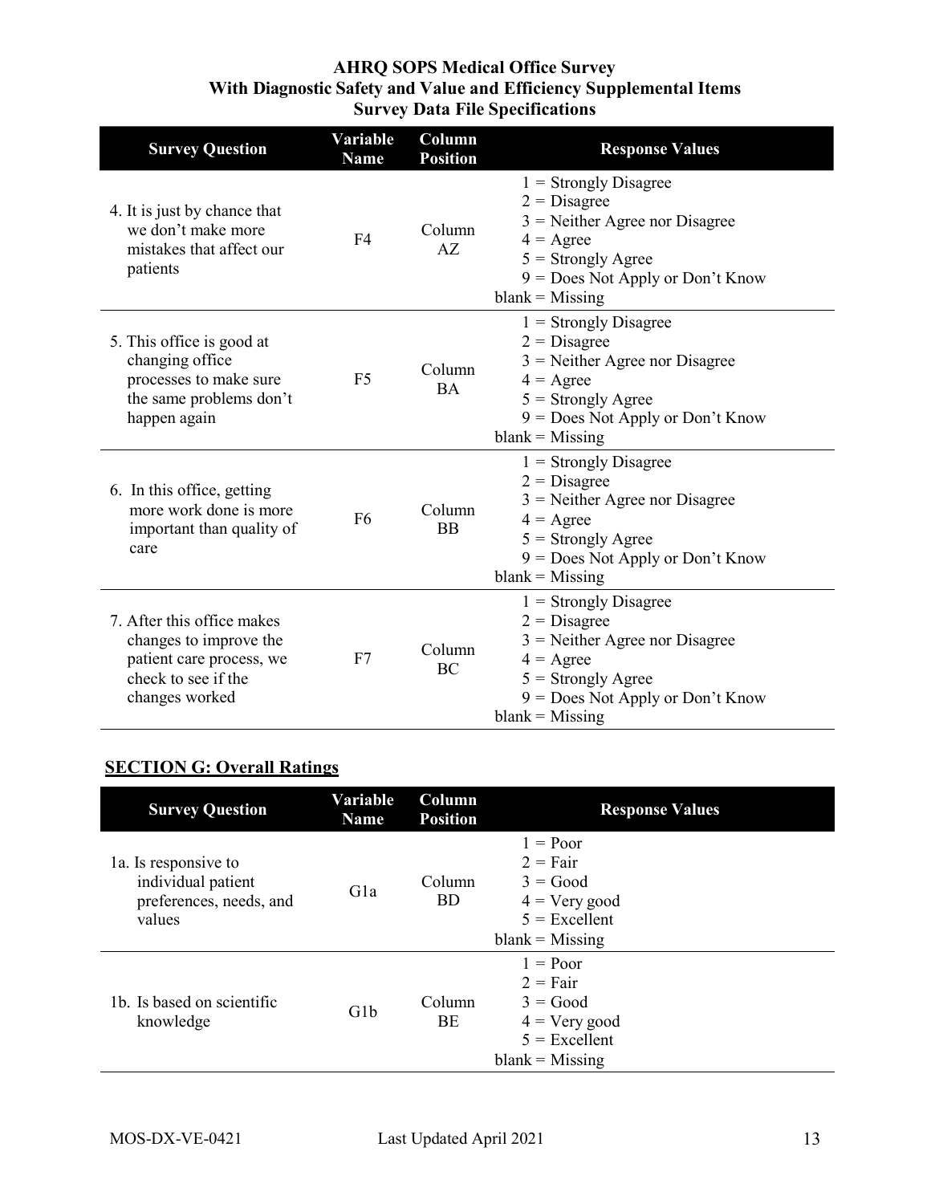**AHRQ SOPS Medical Office Survey**
**With Diagnostic Safety and Value and Efficiency Supplemental Items**
**Survey Data File Specifications**

| Survey Question | Variable Name | Column Position | Response Values |
|---|---|---|---|
| 4. It is just by chance that we don't make more mistakes that affect our patients | F4 | Column AZ | 1 = Strongly Disagree<br>2 = Disagree<br>3 = Neither Agree nor Disagree<br>4 = Agree<br>5 = Strongly Agree<br>9 = Does Not Apply or Don't Know<br>blank = Missing |
| 5. This office is good at changing office processes to make sure the same problems don't happen again | F5 | Column BA | 1 = Strongly Disagree<br>2 = Disagree<br>3 = Neither Agree nor Disagree<br>4 = Agree<br>5 = Strongly Agree<br>9 = Does Not Apply or Don't Know<br>blank = Missing |
| 6. In this office, getting more work done is more important than quality of care | F6 | Column BB | 1 = Strongly Disagree<br>2 = Disagree<br>3 = Neither Agree nor Disagree<br>4 = Agree<br>5 = Strongly Agree<br>9 = Does Not Apply or Don't Know<br>blank = Missing |
| 7. After this office makes changes to improve the patient care process, we check to see if the changes worked | F7 | Column BC | 1 = Strongly Disagree<br>2 = Disagree<br>3 = Neither Agree nor Disagree<br>4 = Agree<br>5 = Strongly Agree<br>9 = Does Not Apply or Don't Know<br>blank = Missing |

## SECTION G: Overall Ratings

| Survey Question | Variable Name | Column Position | Response Values |
|---|---|---|---|
| 1a. Is responsive to individual patient preferences, needs, and values | G1a | Column BD | 1 = Poor<br>2 = Fair<br>3 = Good<br>4 = Very good<br>5 = Excellent<br>blank = Missing |
| 1b. Is based on scientific knowledge | G1b | Column BE | 1 = Poor<br>2 = Fair<br>3 = Good<br>4 = Very good<br>5 = Excellent<br>blank = Missing |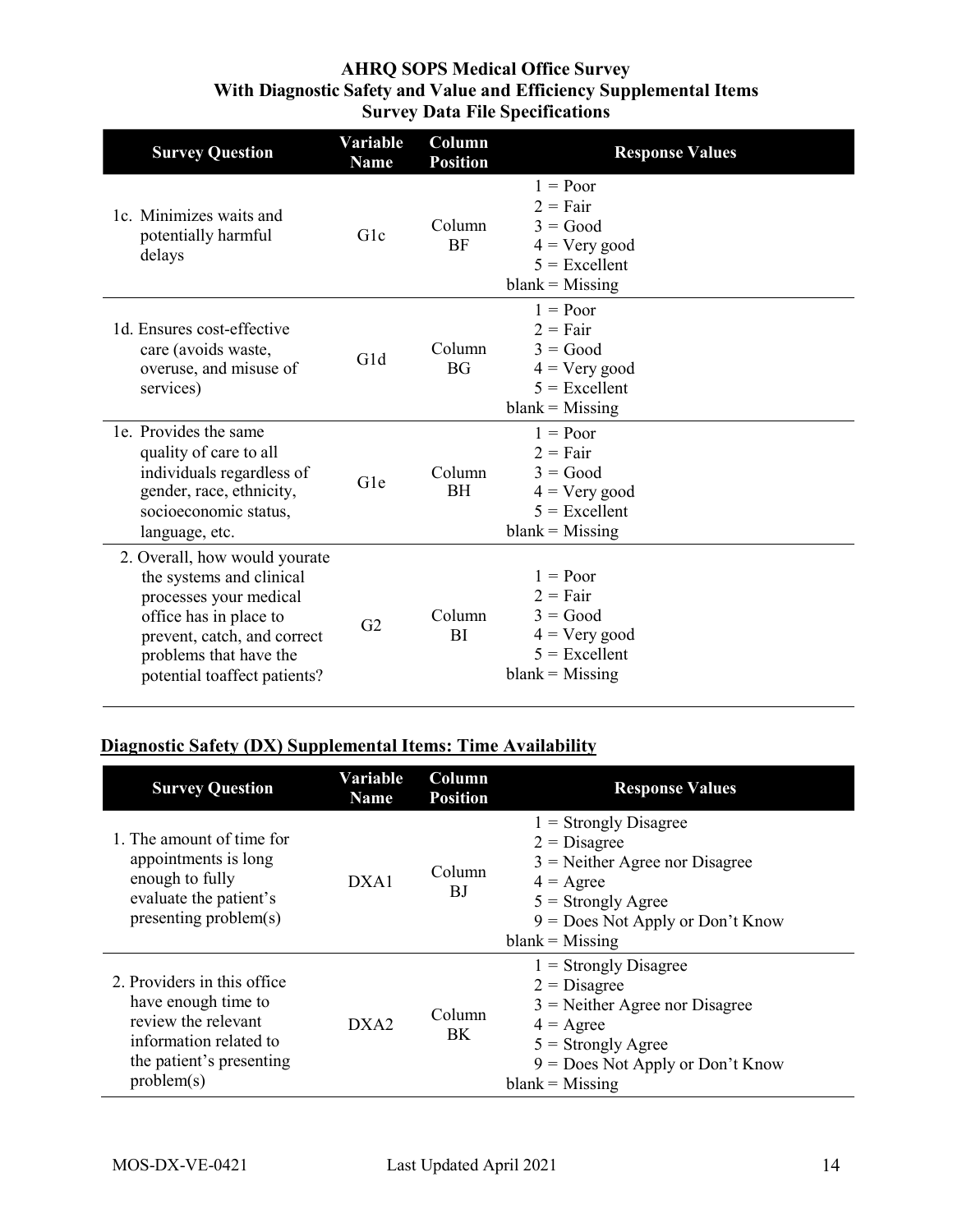## AHRQ SOPS Medical Office Survey
## With Diagnostic Safety and Value and Efficiency Supplemental Items
## Survey Data File Specifications

| Survey Question | Variable Name | Column Position | Response Values |
|---|---|---|---|
| 1c. Minimizes waits and potentially harmful delays | G1c | Column BF | 1 = Poor<br>2 = Fair<br>3 = Good<br>4 = Very good<br>5 = Excellent<br>blank = Missing |
| 1d. Ensures cost-effective care (avoids waste, overuse, and misuse of services) | G1d | Column BG | 1 = Poor<br>2 = Fair<br>3 = Good<br>4 = Very good<br>5 = Excellent<br>blank = Missing |
| 1e. Provides the same quality of care to all individuals regardless of gender, race, ethnicity, socioeconomic status, language, etc. | G1e | Column BH | 1 = Poor<br>2 = Fair<br>3 = Good<br>4 = Very good<br>5 = Excellent<br>blank = Missing |
| 2. Overall, how would yourate the systems and clinical processes your medical office has in place to prevent, catch, and correct problems that have the potential toaffect patients? | G2 | Column BI | 1 = Poor<br>2 = Fair<br>3 = Good<br>4 = Very good<br>5 = Excellent<br>blank = Missing |

### Diagnostic Safety (DX) Supplemental Items: Time Availability

| Survey Question | Variable Name | Column Position | Response Values |
|---|---|---|---|
| 1. The amount of time for appointments is long enough to fully evaluate the patient's presenting problem(s) | DXA1 | Column BJ | 1 = Strongly Disagree<br>2 = Disagree<br>3 = Neither Agree nor Disagree<br>4 = Agree<br>5 = Strongly Agree<br>9 = Does Not Apply or Don't Know<br>blank = Missing |
| 2. Providers in this office have enough time to review the relevant information related to the patient's presenting problem(s) | DXA2 | Column BK | 1 = Strongly Disagree<br>2 = Disagree<br>3 = Neither Agree nor Disagree<br>4 = Agree<br>5 = Strongly Agree<br>9 = Does Not Apply or Don't Know<br>blank = Missing |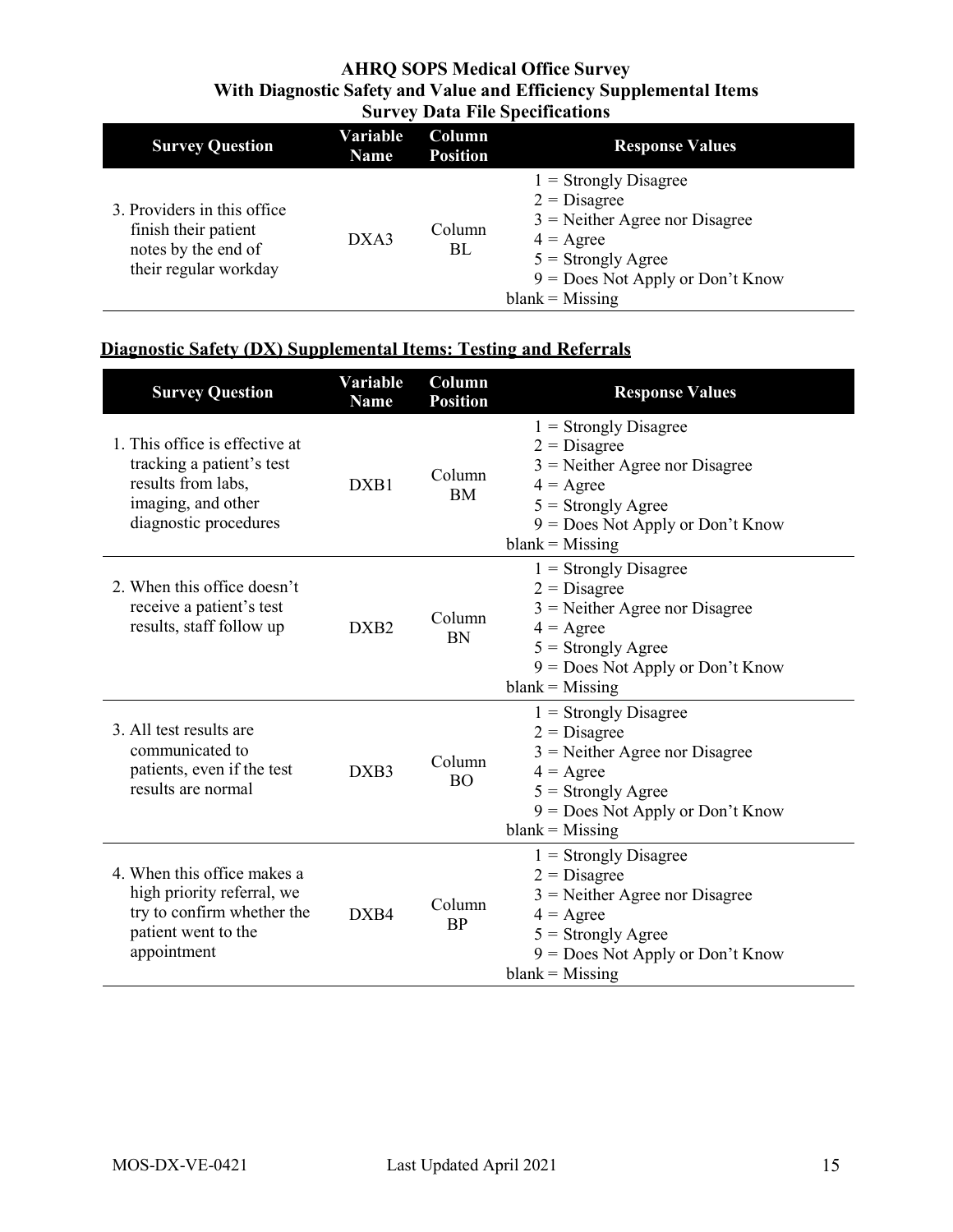**AHRQ SOPS Medical Office Survey**
**With Diagnostic Safety and Value and Efficiency Supplemental Items**
**Survey Data File Specifications**

| Survey Question | Variable Name | Column Position | Response Values |
|---|---|---|---|
| 3. Providers in this office finish their patient notes by the end of their regular workday | DXA3 | Column BL | 1 = Strongly Disagree<br>2 = Disagree<br>3 = Neither Agree nor Disagree<br>4 = Agree<br>5 = Strongly Agree<br>9 = Does Not Apply or Don't Know<br>blank = Missing |

## Diagnostic Safety (DX) Supplemental Items: Testing and Referrals

| Survey Question | Variable Name | Column Position | Response Values |
|---|---|---|---|
| 1. This office is effective at tracking a patient's test results from labs, imaging, and other diagnostic procedures | DXB1 | Column BM | 1 = Strongly Disagree<br>2 = Disagree<br>3 = Neither Agree nor Disagree<br>4 = Agree<br>5 = Strongly Agree<br>9 = Does Not Apply or Don't Know<br>blank = Missing |
| 2. When this office doesn't receive a patient's test results, staff follow up | DXB2 | Column BN | 1 = Strongly Disagree<br>2 = Disagree<br>3 = Neither Agree nor Disagree<br>4 = Agree<br>5 = Strongly Agree<br>9 = Does Not Apply or Don't Know<br>blank = Missing |
| 3. All test results are communicated to patients, even if the test results are normal | DXB3 | Column BO | 1 = Strongly Disagree<br>2 = Disagree<br>3 = Neither Agree nor Disagree<br>4 = Agree<br>5 = Strongly Agree<br>9 = Does Not Apply or Don't Know<br>blank = Missing |
| 4. When this office makes a high priority referral, we try to confirm whether the patient went to the appointment | DXB4 | Column BP | 1 = Strongly Disagree<br>2 = Disagree<br>3 = Neither Agree nor Disagree<br>4 = Agree<br>5 = Strongly Agree<br>9 = Does Not Apply or Don't Know<br>blank = Missing |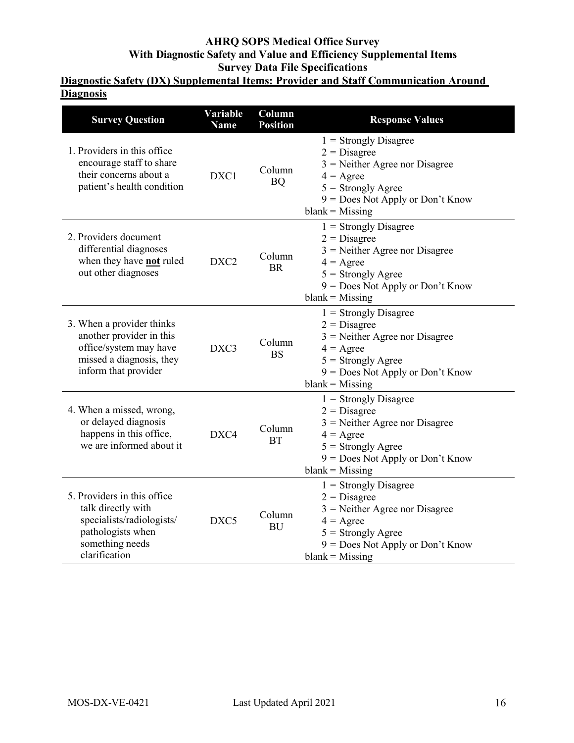# AHRQ SOPS Medical Office Survey
# With Diagnostic Safety and Value and Efficiency Supplemental Items
# Survey Data File Specifications

## Diagnostic Safety (DX) Supplemental Items: Provider and Staff Communication Around Diagnosis

| Survey Question | Variable Name | Column Position | Response Values |
|---|---|---|---|
| 1. Providers in this office encourage staff to share their concerns about a patient's health condition | DXC1 | Column BQ | 1 = Strongly Disagree<br>2 = Disagree<br>3 = Neither Agree nor Disagree<br>4 = Agree<br>5 = Strongly Agree<br>9 = Does Not Apply or Don't Know<br>blank = Missing |
| 2. Providers document differential diagnoses when they have **not** ruled out other diagnoses | DXC2 | Column BR | 1 = Strongly Disagree<br>2 = Disagree<br>3 = Neither Agree nor Disagree<br>4 = Agree<br>5 = Strongly Agree<br>9 = Does Not Apply or Don't Know<br>blank = Missing |
| 3. When a provider thinks another provider in this office/system may have missed a diagnosis, they inform that provider | DXC3 | Column BS | 1 = Strongly Disagree<br>2 = Disagree<br>3 = Neither Agree nor Disagree<br>4 = Agree<br>5 = Strongly Agree<br>9 = Does Not Apply or Don't Know<br>blank = Missing |
| 4. When a missed, wrong, or delayed diagnosis happens in this office, we are informed about it | DXC4 | Column BT | 1 = Strongly Disagree<br>2 = Disagree<br>3 = Neither Agree nor Disagree<br>4 = Agree<br>5 = Strongly Agree<br>9 = Does Not Apply or Don't Know<br>blank = Missing |
| 5. Providers in this office talk directly with specialists/radiologists/ pathologists when something needs clarification | DXC5 | Column BU | 1 = Strongly Disagree<br>2 = Disagree<br>3 = Neither Agree nor Disagree<br>4 = Agree<br>5 = Strongly Agree<br>9 = Does Not Apply or Don't Know<br>blank = Missing |

MOS-DX-VE-0421 Last Updated April 2021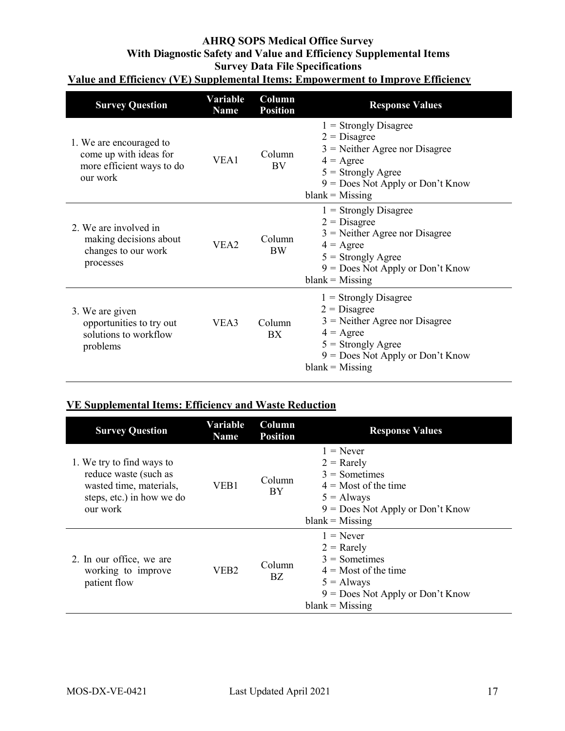**AHRQ SOPS Medical Office Survey**
**With Diagnostic Safety and Value and Efficiency Supplemental Items**
**Survey Data File Specifications**

## Value and Efficiency (VE) Supplemental Items: Empowerment to Improve Efficiency

| Survey Question | Variable Name | Column Position | Response Values |
| --- | --- | --- | --- |
| 1. We are encouraged to come up with ideas for more efficient ways to do our work | VEA1 | Column BV | 1 = Strongly Disagree<br>2 = Disagree<br>3 = Neither Agree nor Disagree<br>4 = Agree<br>5 = Strongly Agree<br>9 = Does Not Apply or Don't Know<br>blank = Missing |
| 2. We are involved in making decisions about changes to our work processes | VEA2 | Column BW | 1 = Strongly Disagree<br>2 = Disagree<br>3 = Neither Agree nor Disagree<br>4 = Agree<br>5 = Strongly Agree<br>9 = Does Not Apply or Don't Know<br>blank = Missing |
| 3. We are given opportunities to try out solutions to workflow problems | VEA3 | Column BX | 1 = Strongly Disagree<br>2 = Disagree<br>3 = Neither Agree nor Disagree<br>4 = Agree<br>5 = Strongly Agree<br>9 = Does Not Apply or Don't Know<br>blank = Missing |

## VE Supplemental Items: Efficiency and Waste Reduction

| Survey Question | Variable Name | Column Position | Response Values |
| --- | --- | --- | --- |
| 1. We try to find ways to reduce waste (such as wasted time, materials, steps, etc.) in how we do our work | VEB1 | Column BY | 1 = Never<br>2 = Rarely<br>3 = Sometimes<br>4 = Most of the time<br>5 = Always<br>9 = Does Not Apply or Don't Know<br>blank = Missing |
| 2. In our office, we are working to improve patient flow | VEB2 | Column BZ | 1 = Never<br>2 = Rarely<br>3 = Sometimes<br>4 = Most of the time<br>5 = Always<br>9 = Does Not Apply or Don't Know<br>blank = Missing |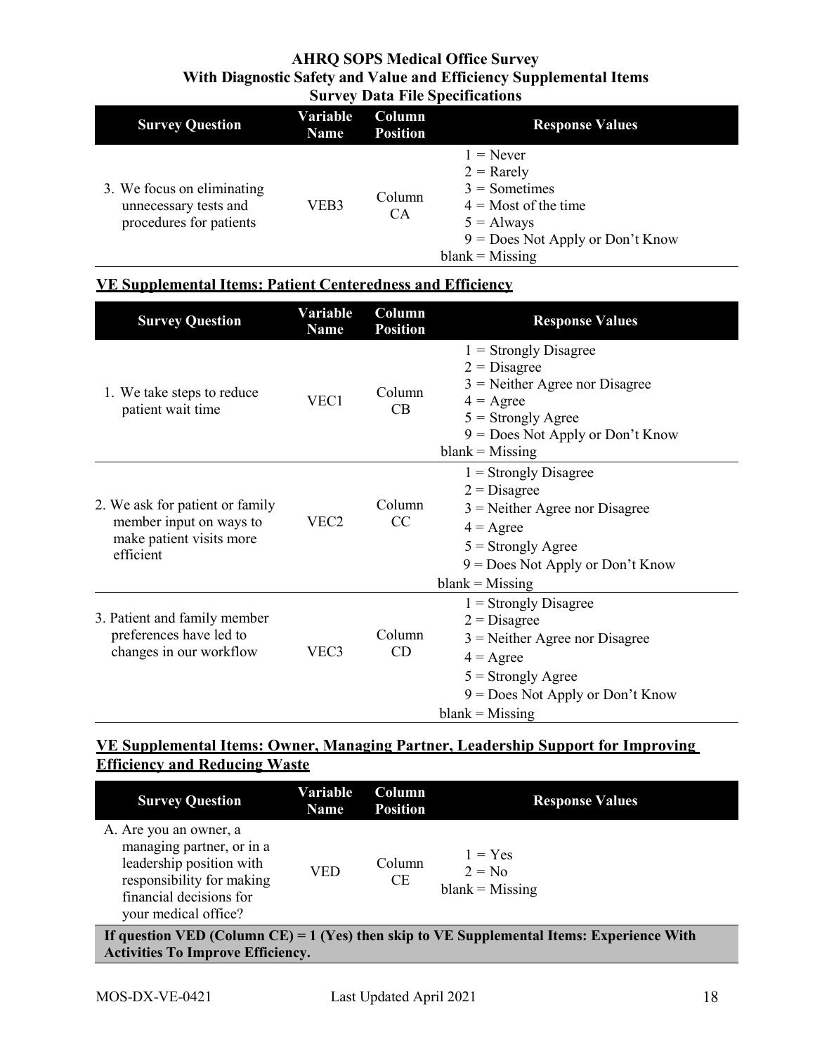**AHRQ SOPS Medical Office Survey**
**With Diagnostic Safety and Value and Efficiency Supplemental Items**
**Survey Data File Specifications**

| Survey Question | Variable Name | Column Position | Response Values |
|---|---|---|---|
| 3. We focus on eliminating unnecessary tests and procedures for patients | VEB3 | Column CA | 1 = Never<br>2 = Rarely<br>3 = Sometimes<br>4 = Most of the time<br>5 = Always<br>9 = Does Not Apply or Don't Know<br>blank = Missing |

**VE Supplemental Items: Patient Centeredness and Efficiency**

| Survey Question | Variable Name | Column Position | Response Values |
|---|---|---|---|
| 1. We take steps to reduce patient wait time | VEC1 | Column CB | 1 = Strongly Disagree<br>2 = Disagree<br>3 = Neither Agree nor Disagree<br>4 = Agree<br>5 = Strongly Agree<br>9 = Does Not Apply or Don't Know<br>blank = Missing |
| 2. We ask for patient or family member input on ways to make patient visits more efficient | VEC2 | Column CC | 1 = Strongly Disagree<br>2 = Disagree<br>3 = Neither Agree nor Disagree<br>4 = Agree<br>5 = Strongly Agree<br>9 = Does Not Apply or Don't Know<br>blank = Missing |
| 3. Patient and family member preferences have led to changes in our workflow | VEC3 | Column CD | 1 = Strongly Disagree<br>2 = Disagree<br>3 = Neither Agree nor Disagree<br>4 = Agree<br>5 = Strongly Agree<br>9 = Does Not Apply or Don't Know<br>blank = Missing |

**VE Supplemental Items: Owner, Managing Partner, Leadership Support for Improving Efficiency and Reducing Waste**

| Survey Question | Variable Name | Column Position | Response Values |
|---|---|---|---|
| A. Are you an owner, a managing partner, or in a leadership position with responsibility for making financial decisions for your medical office? | VED | Column CE | 1 = Yes<br>2 = No<br>blank = Missing |
| **If question VED (Column CE) = 1 (Yes) then skip to VE Supplemental Items: Experience With Activities To Improve Efficiency.** | | | |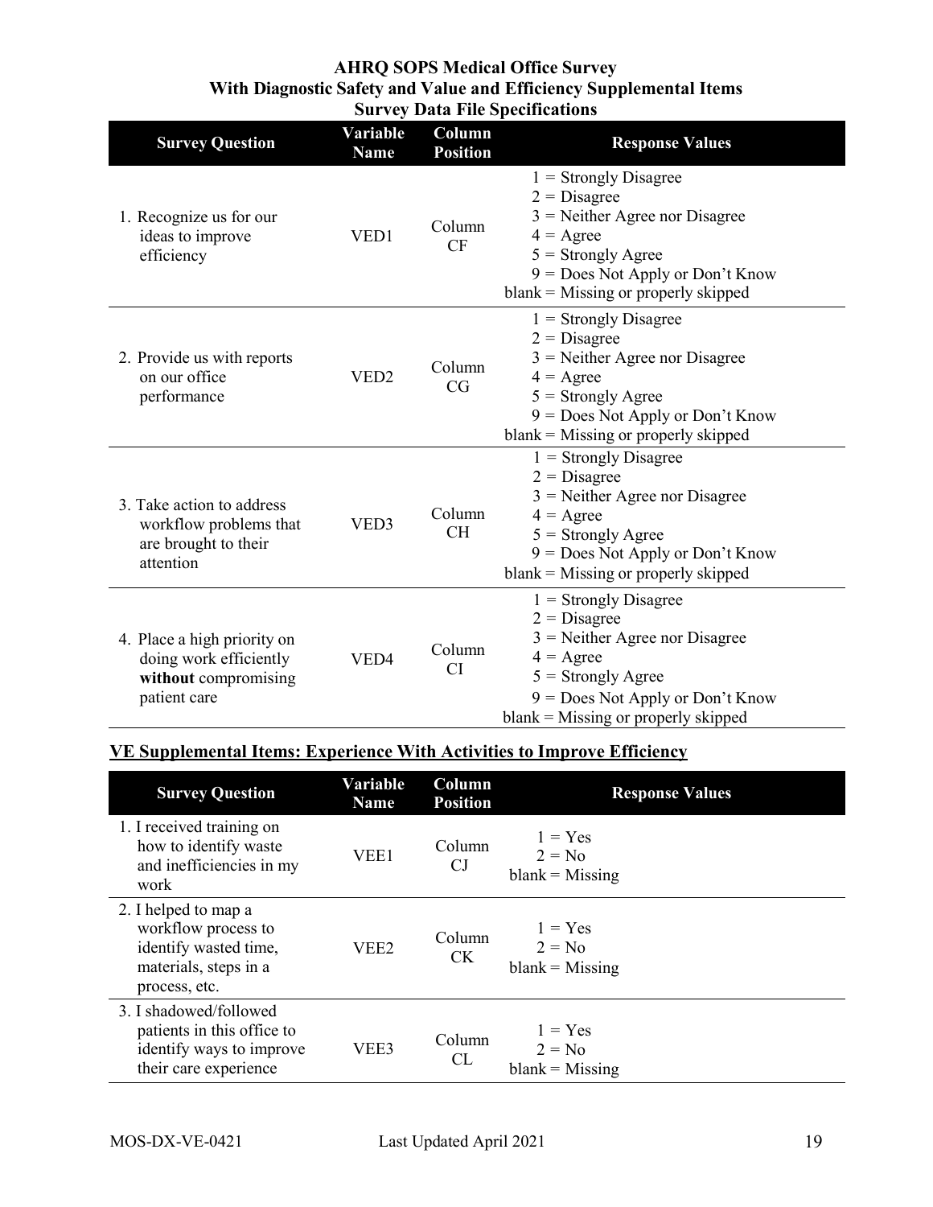**AHRQ SOPS Medical Office Survey**
**With Diagnostic Safety and Value and Efficiency Supplemental Items**
**Survey Data File Specifications**

| Survey Question | Variable Name | Column Position | Response Values |
|---|---|---|---|
| 1. Recognize us for our ideas to improve efficiency | VED1 | Column CF | 1 = Strongly Disagree<br>2 = Disagree<br>3 = Neither Agree nor Disagree<br>4 = Agree<br>5 = Strongly Agree<br>9 = Does Not Apply or Don't Know<br>blank = Missing or properly skipped |
| 2. Provide us with reports on our office performance | VED2 | Column CG | 1 = Strongly Disagree<br>2 = Disagree<br>3 = Neither Agree nor Disagree<br>4 = Agree<br>5 = Strongly Agree<br>9 = Does Not Apply or Don't Know<br>blank = Missing or properly skipped |
| 3. Take action to address workflow problems that are brought to their attention | VED3 | Column CH | 1 = Strongly Disagree<br>2 = Disagree<br>3 = Neither Agree nor Disagree<br>4 = Agree<br>5 = Strongly Agree<br>9 = Does Not Apply or Don't Know<br>blank = Missing or properly skipped |
| 4. Place a high priority on doing work efficiently **without** compromising patient care | VED4 | Column CI | 1 = Strongly Disagree<br>2 = Disagree<br>3 = Neither Agree nor Disagree<br>4 = Agree<br>5 = Strongly Agree<br>9 = Does Not Apply or Don't Know<br>blank = Missing or properly skipped |

## VE Supplemental Items: Experience With Activities to Improve Efficiency

| Survey Question | Variable Name | Column Position | Response Values |
|---|---|---|---|
| 1. I received training on how to identify waste and inefficiencies in my work | VEE1 | Column CJ | 1 = Yes<br>2 = No<br>blank = Missing |
| 2. I helped to map a workflow process to identify wasted time, materials, steps in a process, etc. | VEE2 | Column CK | 1 = Yes<br>2 = No<br>blank = Missing |
| 3. I shadowed/followed patients in this office to identify ways to improve their care experience | VEE3 | Column CL | 1 = Yes<br>2 = No<br>blank = Missing |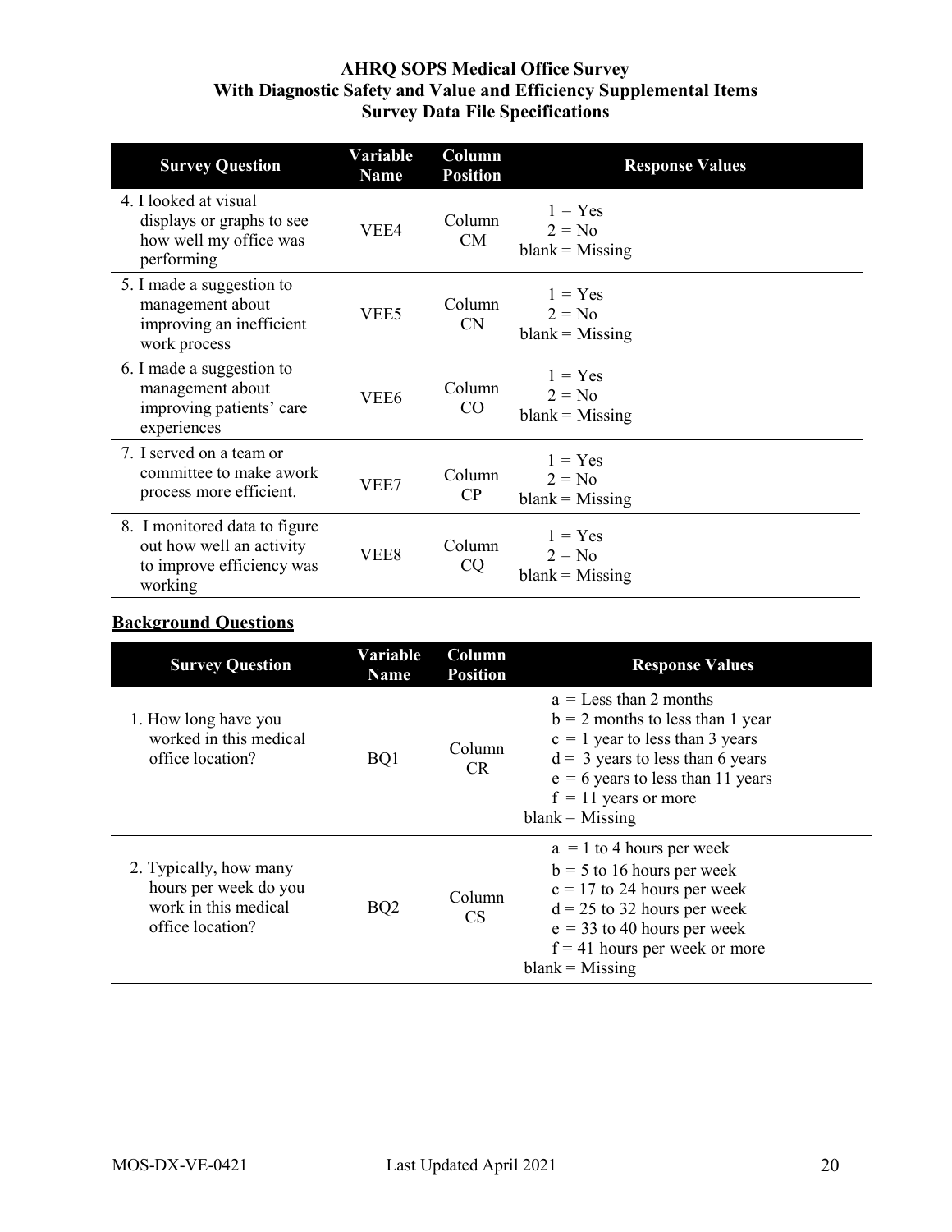**AHRQ SOPS Medical Office Survey**
**With Diagnostic Safety and Value and Efficiency Supplemental Items**
**Survey Data File Specifications**

| Survey Question | Variable Name | Column Position | Response Values |
|---|---|---|---|
| 4. I looked at visual displays or graphs to see how well my office was performing | VEE4 | Column CM | 1 = Yes<br>2 = No<br>blank = Missing |
| 5. I made a suggestion to management about improving an inefficient work process | VEE5 | Column CN | 1 = Yes<br>2 = No<br>blank = Missing |
| 6. I made a suggestion to management about improving patients' care experiences | VEE6 | Column CO | 1 = Yes<br>2 = No<br>blank = Missing |
| 7. I served on a team or committee to make awork process more efficient. | VEE7 | Column CP | 1 = Yes<br>2 = No<br>blank = Missing |
| 8. I monitored data to figure out how well an activity to improve efficiency was working | VEE8 | Column CQ | 1 = Yes<br>2 = No<br>blank = Missing |

## Background Questions

| Survey Question | Variable Name | Column Position | Response Values |
|---|---|---|---|
| 1. How long have you worked in this medical office location? | BQ1 | Column CR | a = Less than 2 months<br>b = 2 months to less than 1 year<br>c = 1 year to less than 3 years<br>d = 3 years to less than 6 years<br>e = 6 years to less than 11 years<br>f = 11 years or more<br>blank = Missing |
| 2. Typically, how many hours per week do you work in this medical office location? | BQ2 | Column CS | a = 1 to 4 hours per week<br>b = 5 to 16 hours per week<br>c = 17 to 24 hours per week<br>d = 25 to 32 hours per week<br>e = 33 to 40 hours per week<br>f = 41 hours per week or more<br>blank = Missing |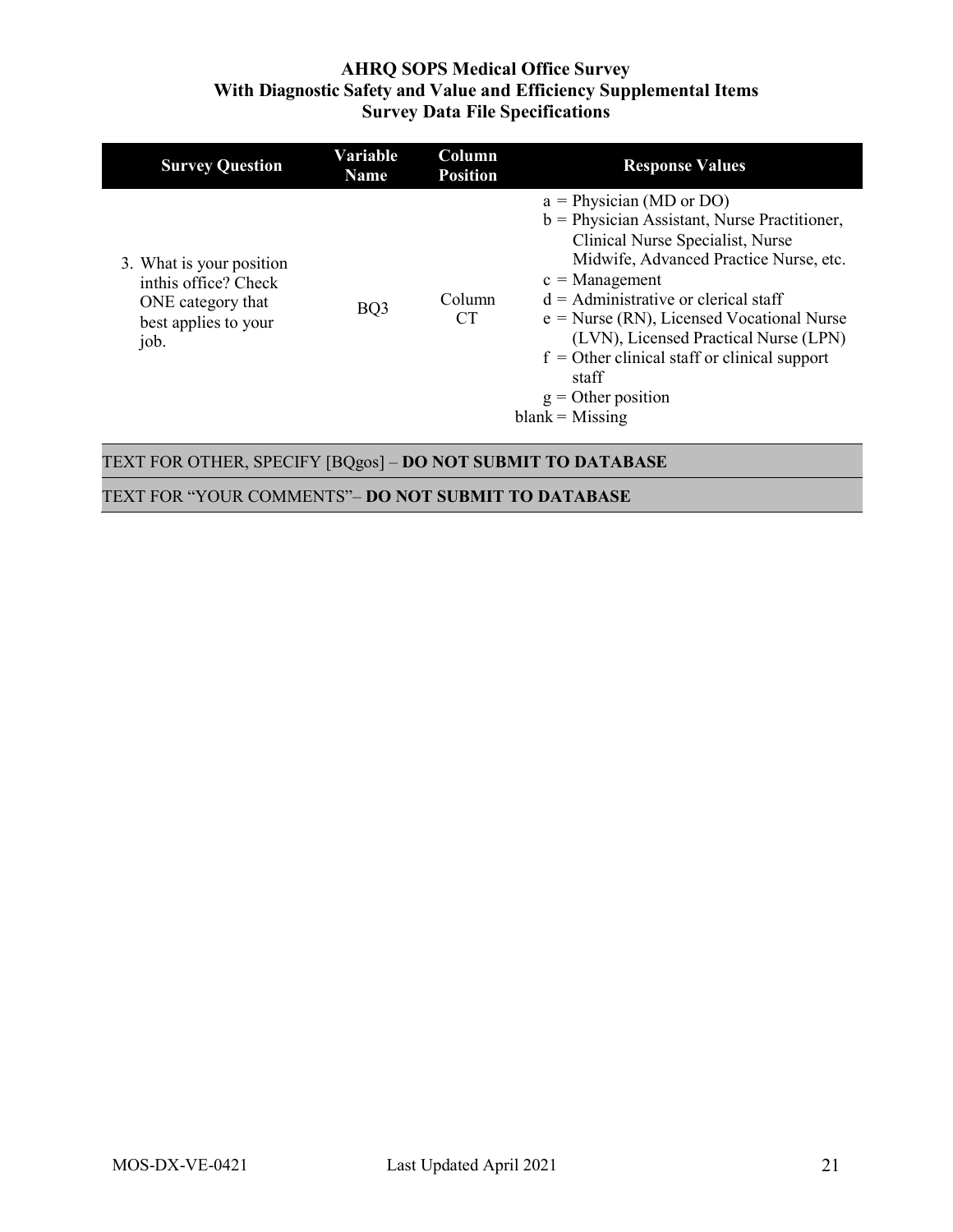**AHRQ SOPS Medical Office Survey**
**With Diagnostic Safety and Value and Efficiency Supplemental Items**
**Survey Data File Specifications**

| Survey Question | Variable Name | Column Position | Response Values |
|---|---|---|---|
| 3. What is your position inthis office? Check ONE category that best applies to your job. | BQ3 | Column CT | a = Physician (MD or DO)<br>b = Physician Assistant, Nurse Practitioner, Clinical Nurse Specialist, Nurse Midwife, Advanced Practice Nurse, etc.<br>c = Management<br>d = Administrative or clerical staff<br>e = Nurse (RN), Licensed Vocational Nurse (LVN), Licensed Practical Nurse (LPN)<br>f = Other clinical staff or clinical support staff<br>g = Other position<br>blank = Missing |
| TEXT FOR OTHER, SPECIFY [BQgos] – **DO NOT SUBMIT TO DATABASE** | | | |
| TEXT FOR "YOUR COMMENTS"– **DO NOT SUBMIT TO DATABASE** | | | |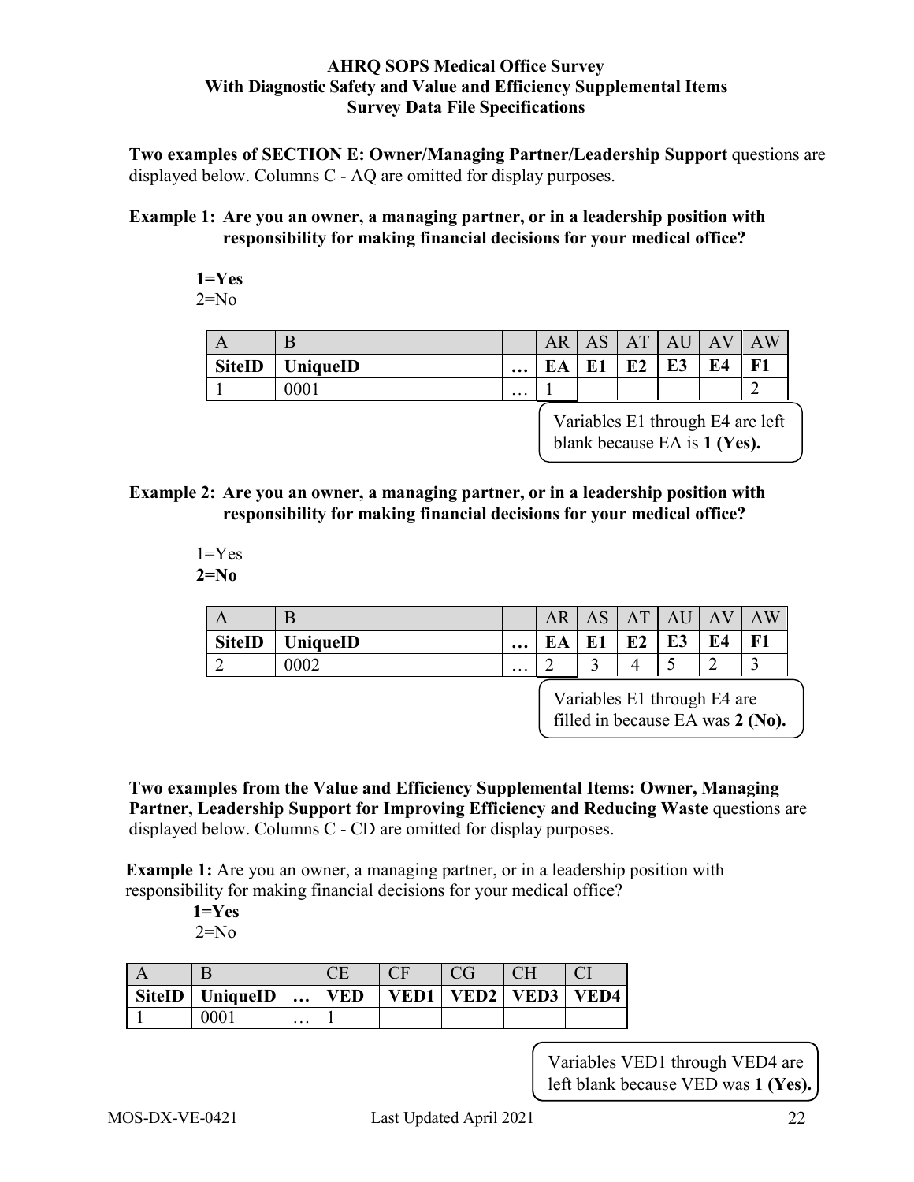**AHRQ SOPS Medical Office Survey**
**With Diagnostic Safety and Value and Efficiency Supplemental Items**
**Survey Data File Specifications**

**Two examples of SECTION E: Owner/Managing Partner/Leadership Support** questions are displayed below. Columns C - AQ are omitted for display purposes.

**Example 1: Are you an owner, a managing partner, or in a leadership position with responsibility for making financial decisions for your medical office?**

**1=Yes**
2=No

| A | B | | AR | AS | AT | AU | AV | AW |
|---|---|---|---|---|---|---|---|---|
| **SiteID** | **UniqueID** | **…** | **EA** | **E1** | **E2** | **E3** | **E4** | **F1** |
| 1 | 0001 | … | 1 | | | | | 2 |

Variables E1 through E4 are left blank because EA is **1 (Yes).**

**Example 2: Are you an owner, a managing partner, or in a leadership position with responsibility for making financial decisions for your medical office?**

1=Yes
**2=No**

| A | B | | AR | AS | AT | AU | AV | AW |
|---|---|---|---|---|---|---|---|---|
| **SiteID** | **UniqueID** | **…** | **EA** | **E1** | **E2** | **E3** | **E4** | **F1** |
| 2 | 0002 | … | 2 | 3 | 4 | 5 | 2 | 3 |

Variables E1 through E4 are filled in because EA was **2 (No).**

**Two examples from the Value and Efficiency Supplemental Items: Owner, Managing Partner, Leadership Support for Improving Efficiency and Reducing Waste** questions are displayed below. Columns C - CD are omitted for display purposes.

**Example 1:** Are you an owner, a managing partner, or in a leadership position with responsibility for making financial decisions for your medical office?

**1=Yes**
2=No

| A | B | | CE | CF | CG | CH | CI |
|---|---|---|---|---|---|---|---|
| **SiteID** | **UniqueID** | **…** | **VED** | **VED1** | **VED2** | **VED3** | **VED4** |
| 1 | 0001 | … | 1 | | | | |

Variables VED1 through VED4 are left blank because VED was **1 (Yes).**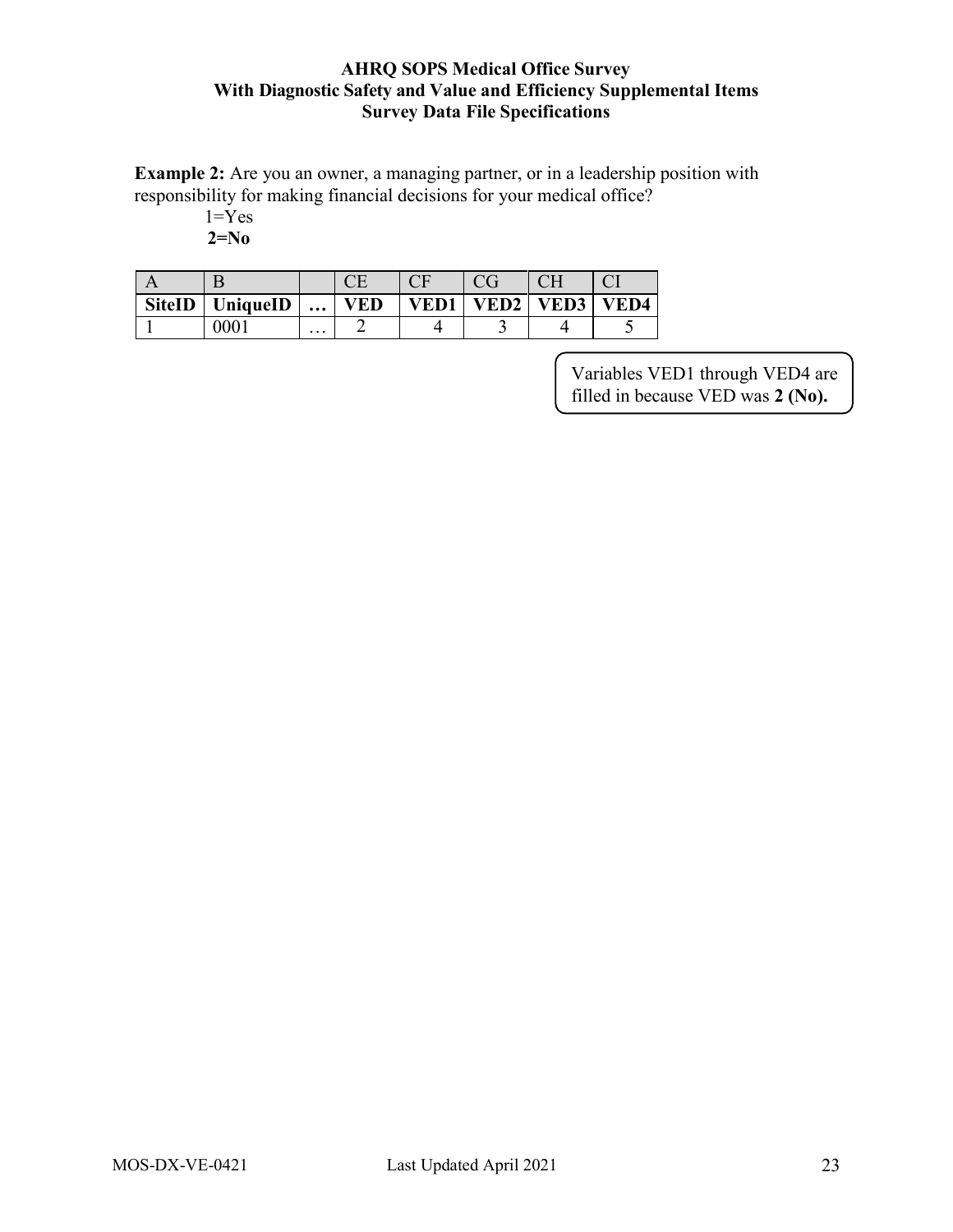**Example 2:** Are you an owner, a managing partner, or in a leadership position with responsibility for making financial decisions for your medical office?

1=Yes
**2=No**

| A | B | | CE | CF | CG | CH | CI |
|---|---|---|---|---|---|---|---|
| **SiteID** | **UniqueID** | **…** | **VED** | **VED1** | **VED2** | **VED3** | **VED4** |
| 1 | 0001 | … | 2 | 4 | 3 | 4 | 5 |

Variables VED1 through VED4 are filled in because VED was **2 (No).**